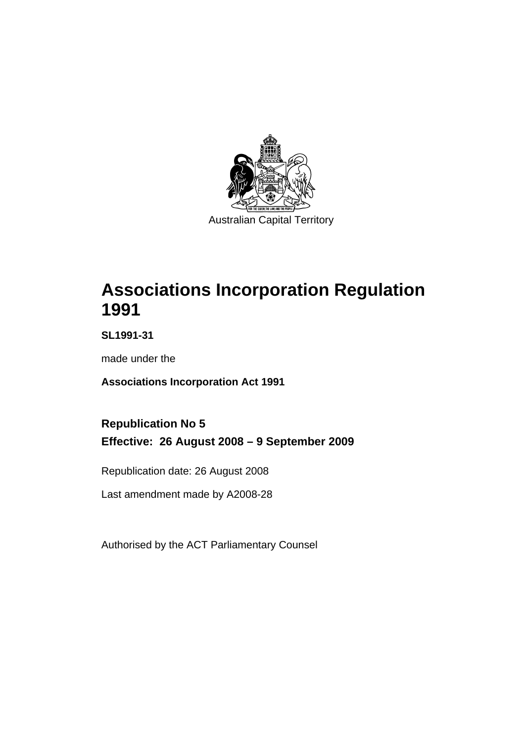Australian Capital Territory

# Associations Incorporation Regulation 1991

**SL1991-31**

made under the

**Associations Incorporation Act 1991**

**Republication No 5**

**Effective: 26 August 2008 – 9 September 2009**

Republication date: 26 August 2008

Last amendment made by A2008-28

Authorised by the ACT Parliamentary Counsel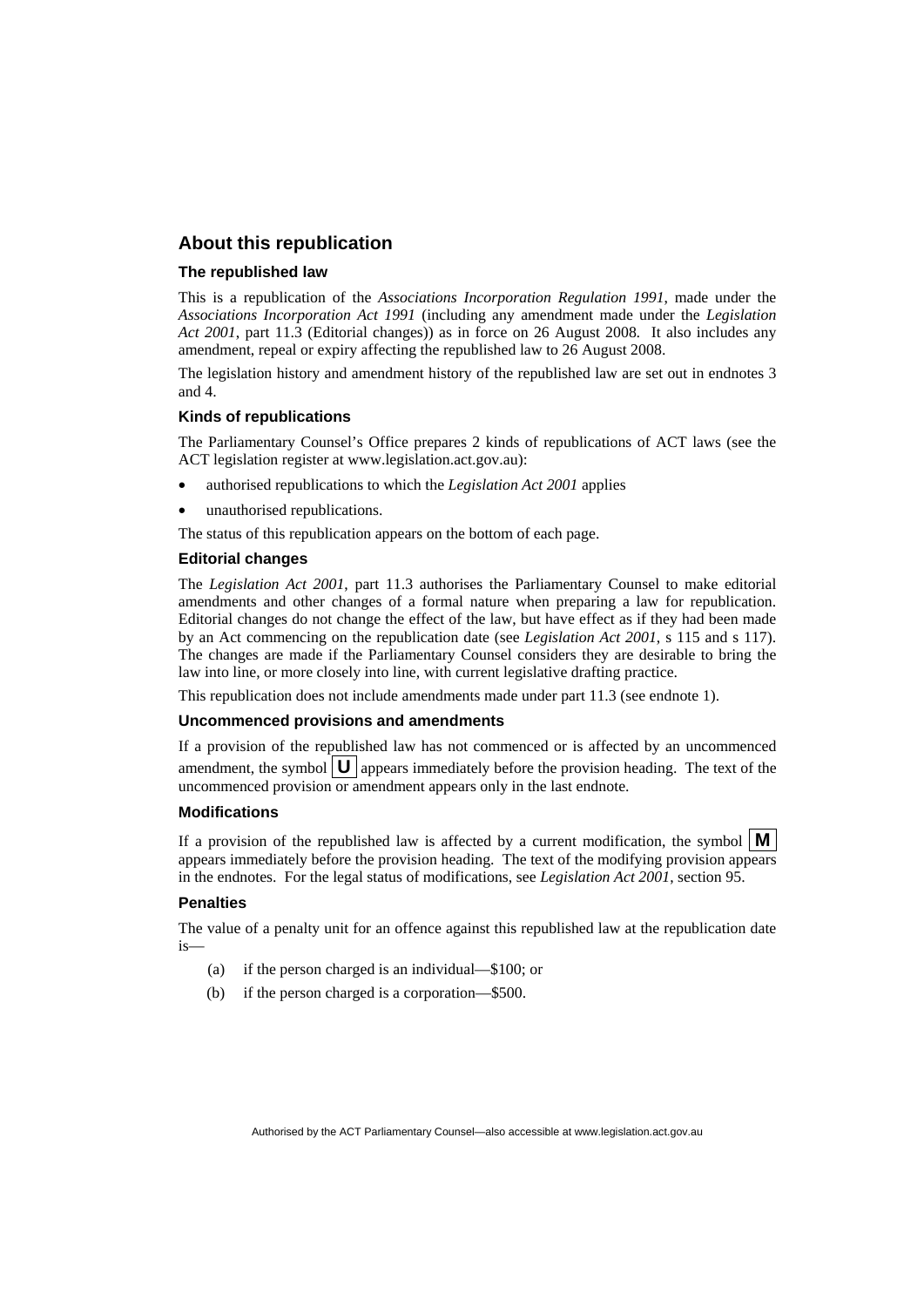## About this republication

### The republished law

This is a republication of the *Associations Incorporation Regulation 1991*, made under the *Associations Incorporation Act 1991* (including any amendment made under the *Legislation Act 2001*, part 11.3 (Editorial changes)) as in force on 26 August 2008*.* It also includes any amendment, repeal or expiry affecting the republished law to 26 August 2008.

The legislation history and amendment history of the republished law are set out in endnotes 3 and 4.

### Kinds of republications

The Parliamentary Counsel's Office prepares 2 kinds of republications of ACT laws (see the ACT legislation register at www.legislation.act.gov.au):

- authorised republications to which the *Legislation Act 2001* applies
- unauthorised republications.

The status of this republication appears on the bottom of each page.

### Editorial changes

The *Legislation Act 2001*, part 11.3 authorises the Parliamentary Counsel to make editorial amendments and other changes of a formal nature when preparing a law for republication. Editorial changes do not change the effect of the law, but have effect as if they had been made by an Act commencing on the republication date (see *Legislation Act 2001*, s 115 and s 117). The changes are made if the Parliamentary Counsel considers they are desirable to bring the law into line, or more closely into line, with current legislative drafting practice.

This republication does not include amendments made under part 11.3 (see endnote 1).

### Uncommenced provisions and amendments

If a provision of the republished law has not commenced or is affected by an uncommenced amendment, the symbol **U** appears immediately before the provision heading. The text of the uncommenced provision or amendment appears only in the last endnote.

### Modifications

If a provision of the republished law is affected by a current modification, the symbol **M** appears immediately before the provision heading. The text of the modifying provision appears in the endnotes. For the legal status of modifications, see *Legislation Act 2001*, section 95.

### Penalties

The value of a penalty unit for an offence against this republished law at the republication date is—

(a) if the person charged is an individual—$100; or

(b) if the person charged is a corporation—$500.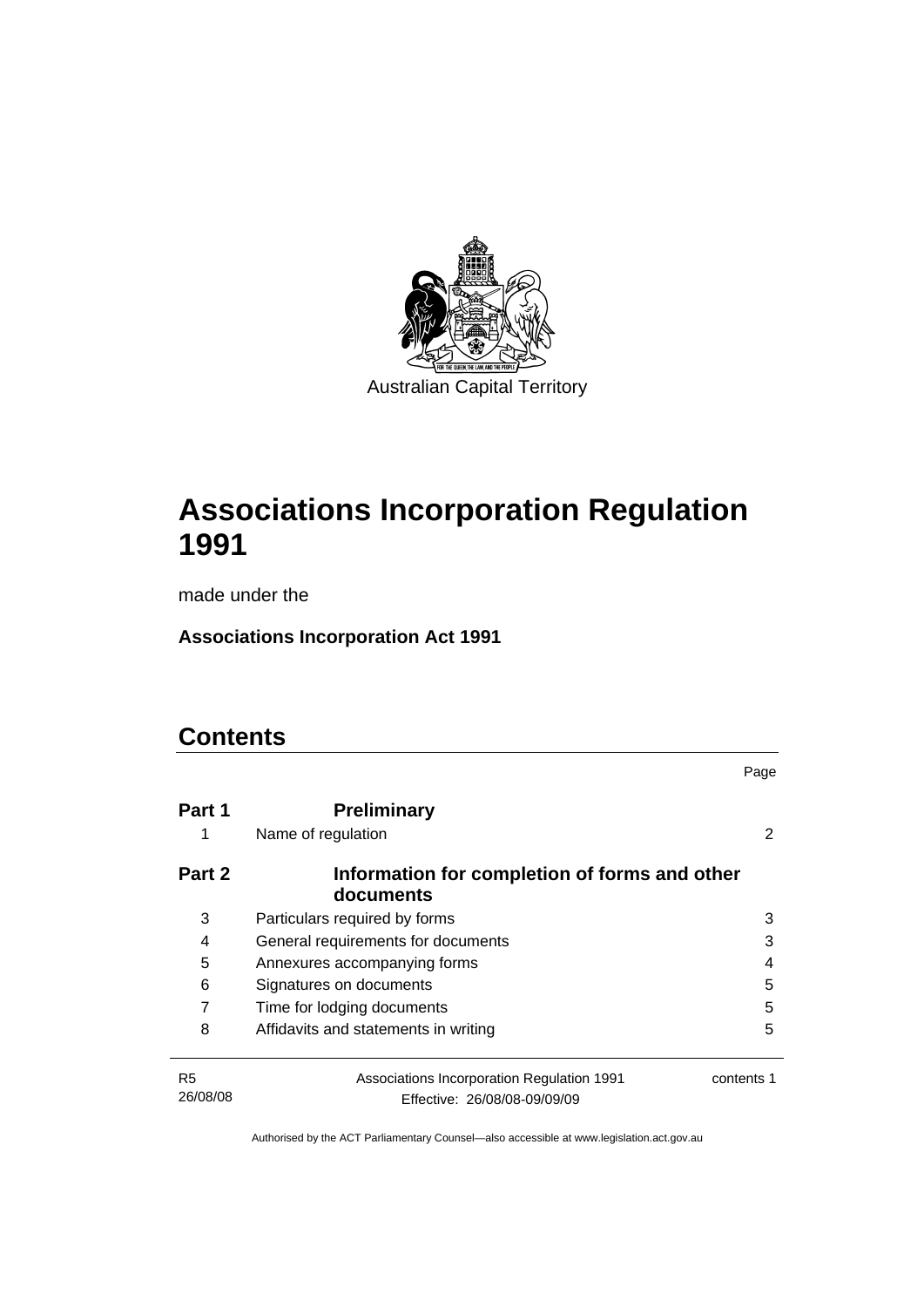Australian Capital Territory

# Associations Incorporation Regulation 1991

made under the

**Associations Incorporation Act 1991**

## Contents

| | | Page |
|---|---|---|
| **Part 1** | **Preliminary** | |
| 1 | Name of regulation | 2 |
| **Part 2** | **Information for completion of forms and other documents** | |
| 3 | Particulars required by forms | 3 |
| 4 | General requirements for documents | 3 |
| 5 | Annexures accompanying forms | 4 |
| 6 | Signatures on documents | 5 |
| 7 | Time for lodging documents | 5 |
| 8 | Affidavits and statements in writing | 5 |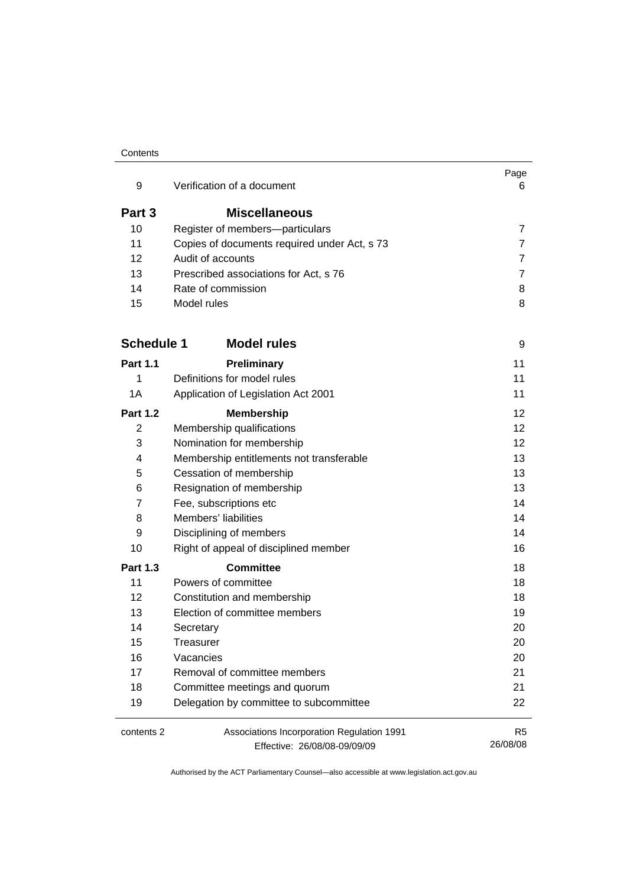| | | Page |
|---|---|---|
| 9 | Verification of a document | 6 |
| **Part 3** | **Miscellaneous** | |
| 10 | Register of members—particulars | 7 |
| 11 | Copies of documents required under Act, s 73 | 7 |
| 12 | Audit of accounts | 7 |
| 13 | Prescribed associations for Act, s 76 | 7 |
| 14 | Rate of commission | 8 |
| 15 | Model rules | 8 |
| **Schedule 1** | **Model rules** | 9 |
| **Part 1.1** | **Preliminary** | 11 |
| 1 | Definitions for model rules | 11 |
| 1A | Application of Legislation Act 2001 | 11 |
| **Part 1.2** | **Membership** | 12 |
| 2 | Membership qualifications | 12 |
| 3 | Nomination for membership | 12 |
| 4 | Membership entitlements not transferable | 13 |
| 5 | Cessation of membership | 13 |
| 6 | Resignation of membership | 13 |
| 7 | Fee, subscriptions etc | 14 |
| 8 | Members' liabilities | 14 |
| 9 | Disciplining of members | 14 |
| 10 | Right of appeal of disciplined member | 16 |
| **Part 1.3** | **Committee** | 18 |
| 11 | Powers of committee | 18 |
| 12 | Constitution and membership | 18 |
| 13 | Election of committee members | 19 |
| 14 | Secretary | 20 |
| 15 | Treasurer | 20 |
| 16 | Vacancies | 20 |
| 17 | Removal of committee members | 21 |
| 18 | Committee meetings and quorum | 21 |
| 19 | Delegation by committee to subcommittee | 22 |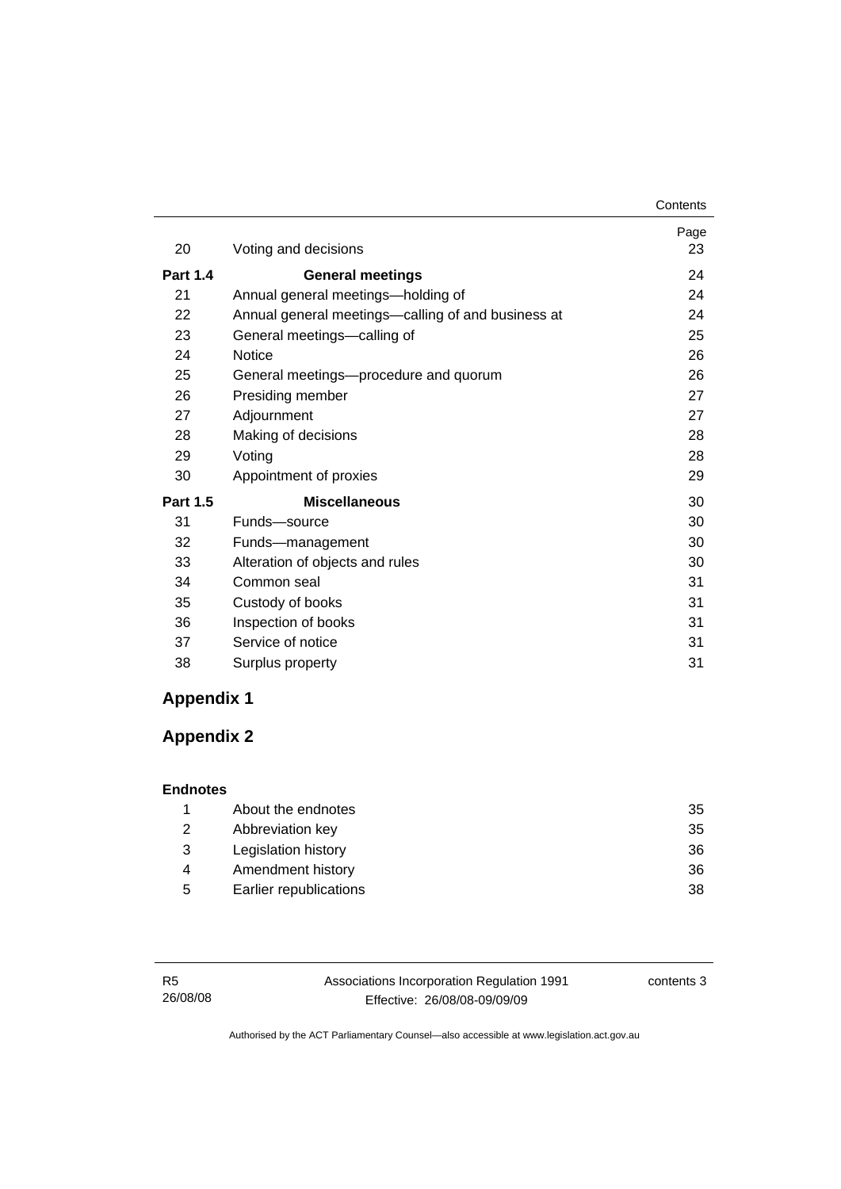| | | Page |
|---|---|---|
| 20 | Voting and decisions | 23 |
| **Part 1.4** | **General meetings** | 24 |
| 21 | Annual general meetings—holding of | 24 |
| 22 | Annual general meetings—calling of and business at | 24 |
| 23 | General meetings—calling of | 25 |
| 24 | Notice | 26 |
| 25 | General meetings—procedure and quorum | 26 |
| 26 | Presiding member | 27 |
| 27 | Adjournment | 27 |
| 28 | Making of decisions | 28 |
| 29 | Voting | 28 |
| 30 | Appointment of proxies | 29 |
| **Part 1.5** | **Miscellaneous** | 30 |
| 31 | Funds—source | 30 |
| 32 | Funds—management | 30 |
| 33 | Alteration of objects and rules | 30 |
| 34 | Common seal | 31 |
| 35 | Custody of books | 31 |
| 36 | Inspection of books | 31 |
| 37 | Service of notice | 31 |
| 38 | Surplus property | 31 |

## Appendix 1

## Appendix 2

**Endnotes**

| | | |
|---|---|---|
| 1 | About the endnotes | 35 |
| 2 | Abbreviation key | 35 |
| 3 | Legislation history | 36 |
| 4 | Amendment history | 36 |
| 5 | Earlier republications | 38 |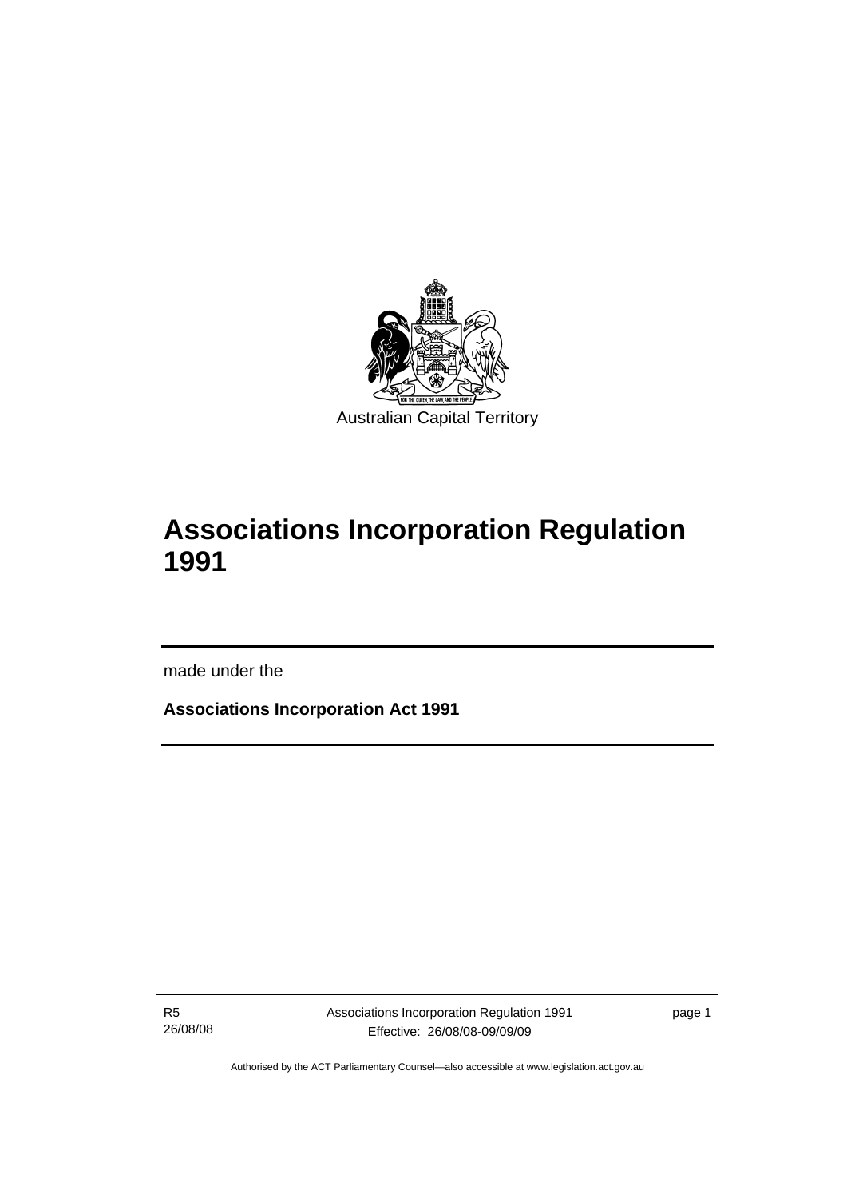Australian Capital Territory

# Associations Incorporation Regulation 1991

made under the

**Associations Incorporation Act 1991**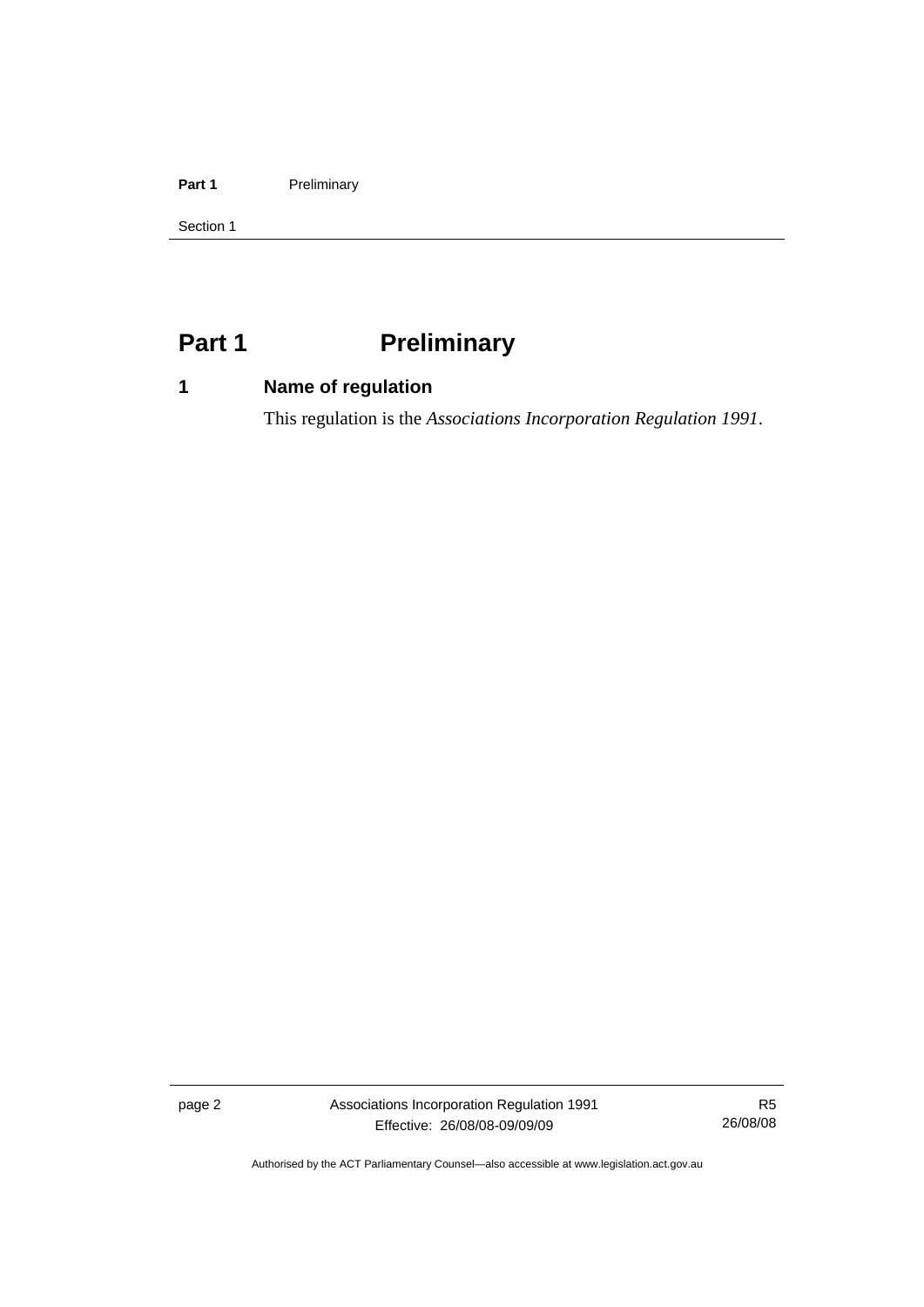# Part 1 Preliminary

## 1 Name of regulation

This regulation is the *Associations Incorporation Regulation 1991*.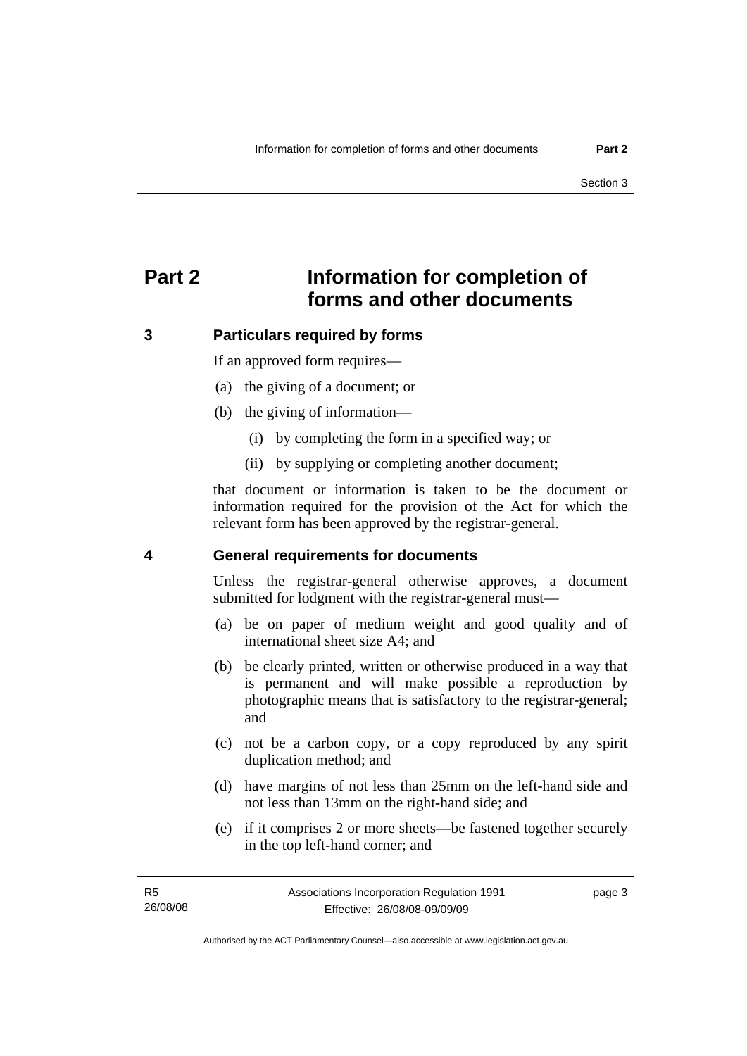# Part 2 Information for completion of forms and other documents

## 3 Particulars required by forms

If an approved form requires—

(a) the giving of a document; or

(b) the giving of information—

  (i) by completing the form in a specified way; or

  (ii) by supplying or completing another document;

that document or information is taken to be the document or information required for the provision of the Act for which the relevant form has been approved by the registrar-general.

## 4 General requirements for documents

Unless the registrar-general otherwise approves, a document submitted for lodgment with the registrar-general must—

(a) be on paper of medium weight and good quality and of international sheet size A4; and

(b) be clearly printed, written or otherwise produced in a way that is permanent and will make possible a reproduction by photographic means that is satisfactory to the registrar-general; and

(c) not be a carbon copy, or a copy reproduced by any spirit duplication method; and

(d) have margins of not less than 25mm on the left-hand side and not less than 13mm on the right-hand side; and

(e) if it comprises 2 or more sheets—be fastened together securely in the top left-hand corner; and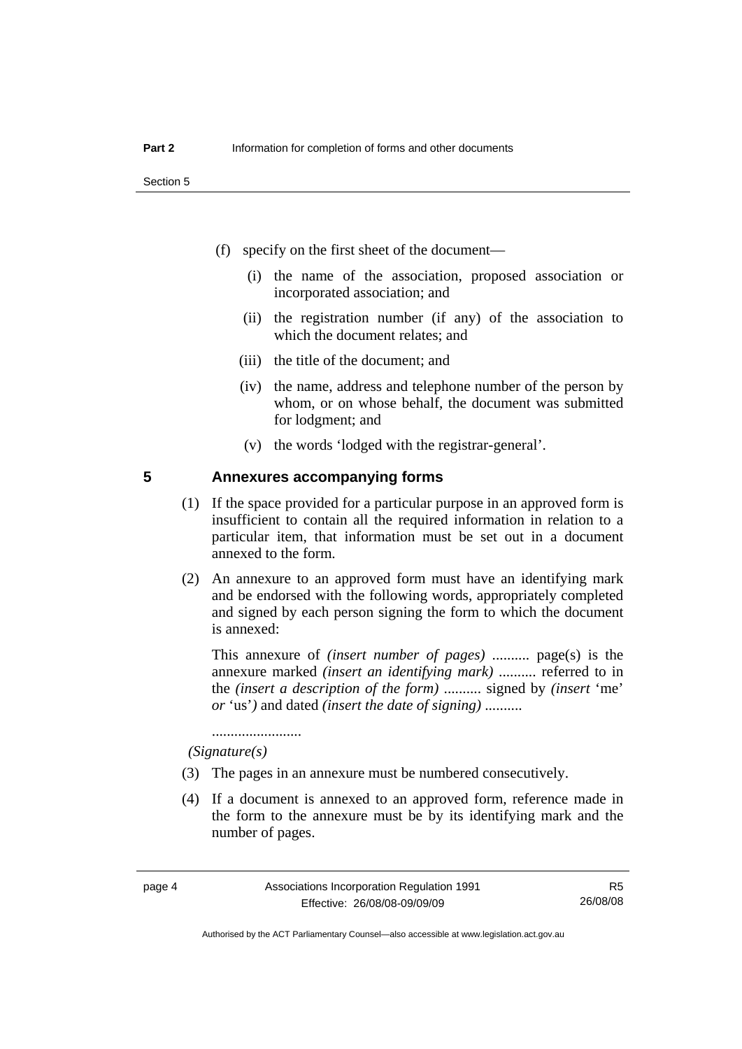(f) specify on the first sheet of the document—

(i) the name of the association, proposed association or incorporated association; and

(ii) the registration number (if any) of the association to which the document relates; and

(iii) the title of the document; and

(iv) the name, address and telephone number of the person by whom, or on whose behalf, the document was submitted for lodgment; and

(v) the words 'lodged with the registrar-general'.

## 5 Annexures accompanying forms

(1) If the space provided for a particular purpose in an approved form is insufficient to contain all the required information in relation to a particular item, that information must be set out in a document annexed to the form.

(2) An annexure to an approved form must have an identifying mark and be endorsed with the following words, appropriately completed and signed by each person signing the form to which the document is annexed:

This annexure of *(insert number of pages)* .......... page(s) is the annexure marked *(insert an identifying mark)* .......... referred to in the *(insert a description of the form)* .......... signed by *(insert* 'me' *or* 'us'*)* and dated *(insert the date of signing)* ..........

........................

*(Signature(s)*

(3) The pages in an annexure must be numbered consecutively.

(4) If a document is annexed to an approved form, reference made in the form to the annexure must be by its identifying mark and the number of pages.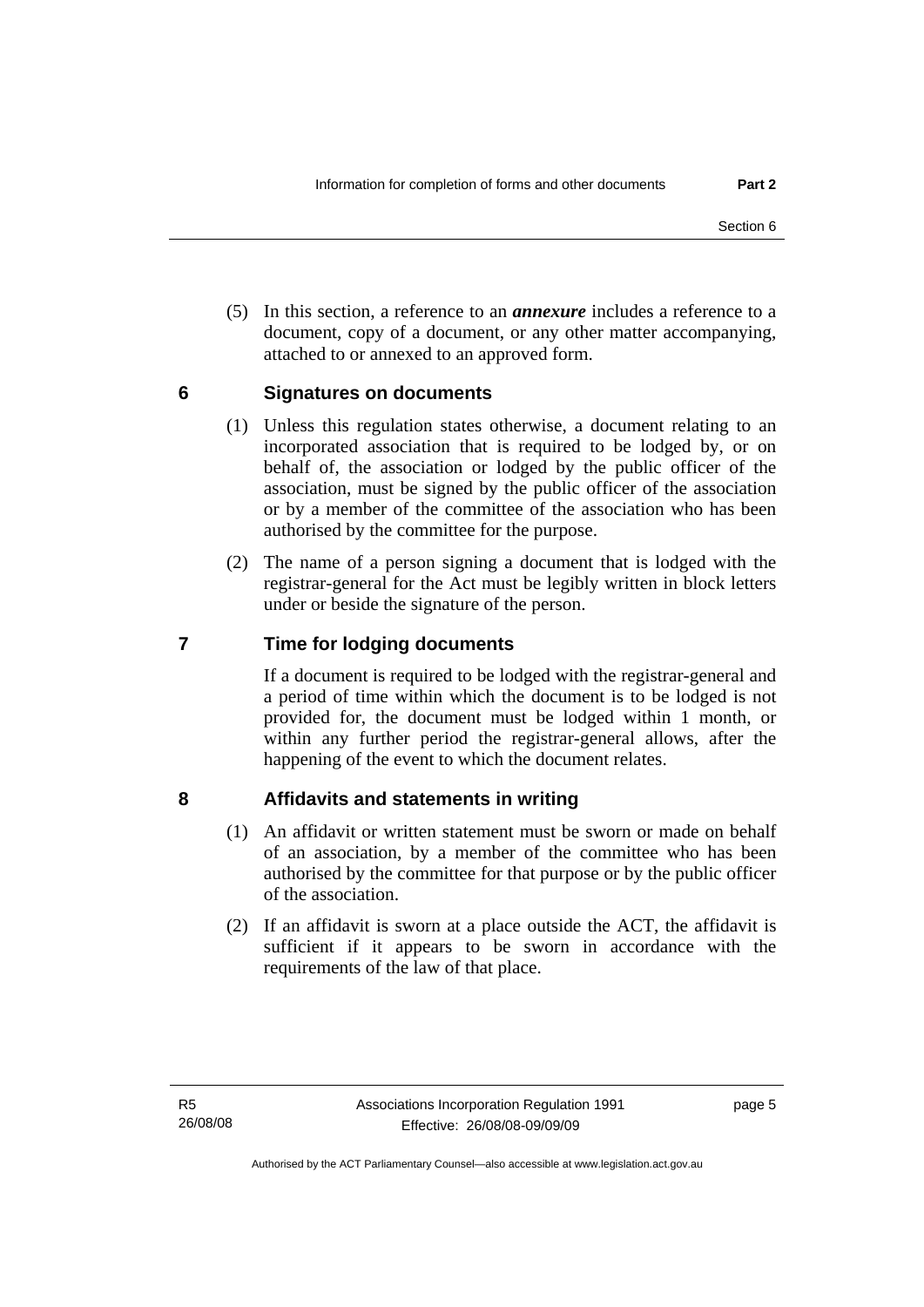(5) In this section, a reference to an ***annexure*** includes a reference to a document, copy of a document, or any other matter accompanying, attached to or annexed to an approved form.

## 6 Signatures on documents

(1) Unless this regulation states otherwise, a document relating to an incorporated association that is required to be lodged by, or on behalf of, the association or lodged by the public officer of the association, must be signed by the public officer of the association or by a member of the committee of the association who has been authorised by the committee for the purpose.

(2) The name of a person signing a document that is lodged with the registrar-general for the Act must be legibly written in block letters under or beside the signature of the person.

## 7 Time for lodging documents

If a document is required to be lodged with the registrar-general and a period of time within which the document is to be lodged is not provided for, the document must be lodged within 1 month, or within any further period the registrar-general allows, after the happening of the event to which the document relates.

## 8 Affidavits and statements in writing

(1) An affidavit or written statement must be sworn or made on behalf of an association, by a member of the committee who has been authorised by the committee for that purpose or by the public officer of the association.

(2) If an affidavit is sworn at a place outside the ACT, the affidavit is sufficient if it appears to be sworn in accordance with the requirements of the law of that place.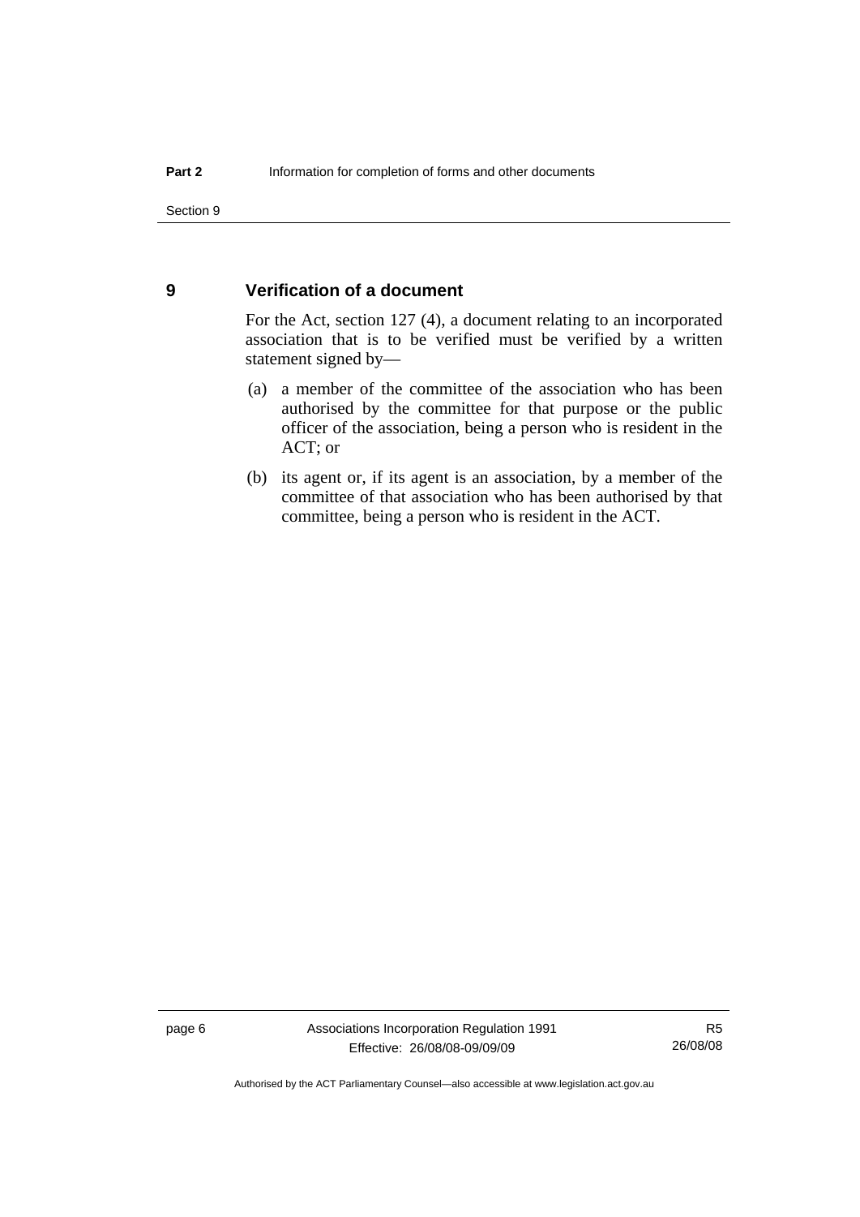## 9 Verification of a document

For the Act, section 127 (4), a document relating to an incorporated association that is to be verified must be verified by a written statement signed by—

(a) a member of the committee of the association who has been authorised by the committee for that purpose or the public officer of the association, being a person who is resident in the ACT; or

(b) its agent or, if its agent is an association, by a member of the committee of that association who has been authorised by that committee, being a person who is resident in the ACT.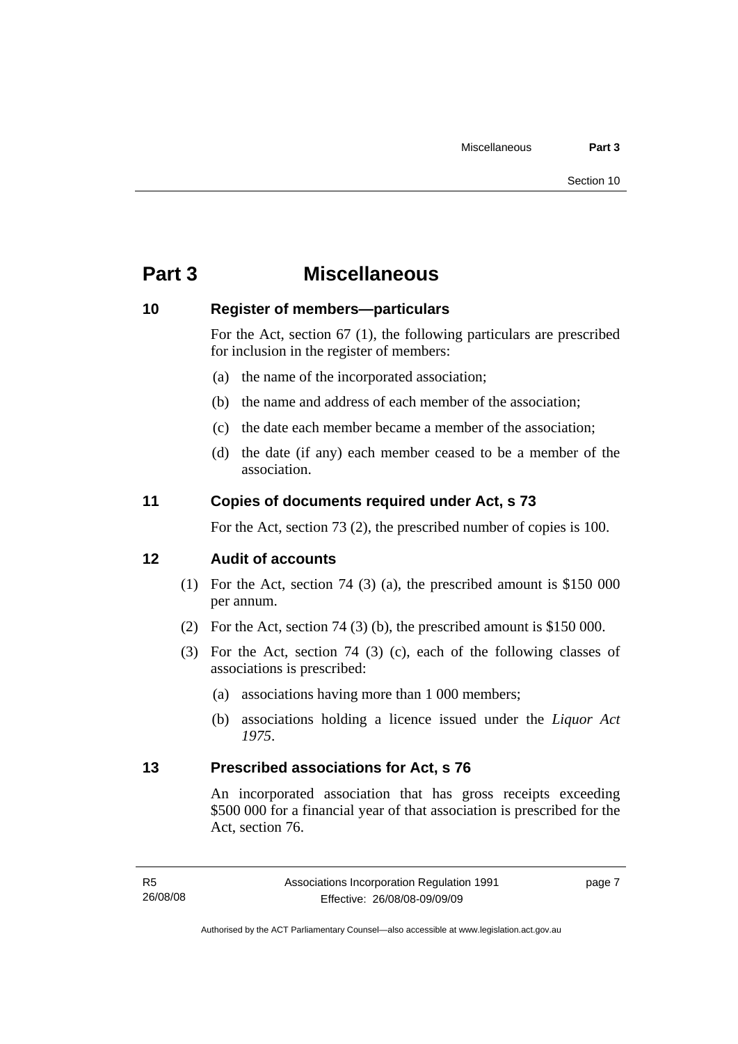# Part 3 Miscellaneous

## 10 Register of members—particulars

For the Act, section 67 (1), the following particulars are prescribed for inclusion in the register of members:

(a) the name of the incorporated association;

(b) the name and address of each member of the association;

(c) the date each member became a member of the association;

(d) the date (if any) each member ceased to be a member of the association.

## 11 Copies of documents required under Act, s 73

For the Act, section 73 (2), the prescribed number of copies is 100.

## 12 Audit of accounts

(1) For the Act, section 74 (3) (a), the prescribed amount is $150 000 per annum.

(2) For the Act, section 74 (3) (b), the prescribed amount is $150 000.

(3) For the Act, section 74 (3) (c), each of the following classes of associations is prescribed:

(a) associations having more than 1 000 members;

(b) associations holding a licence issued under the *Liquor Act 1975*.

## 13 Prescribed associations for Act, s 76

An incorporated association that has gross receipts exceeding $500 000 for a financial year of that association is prescribed for the Act, section 76.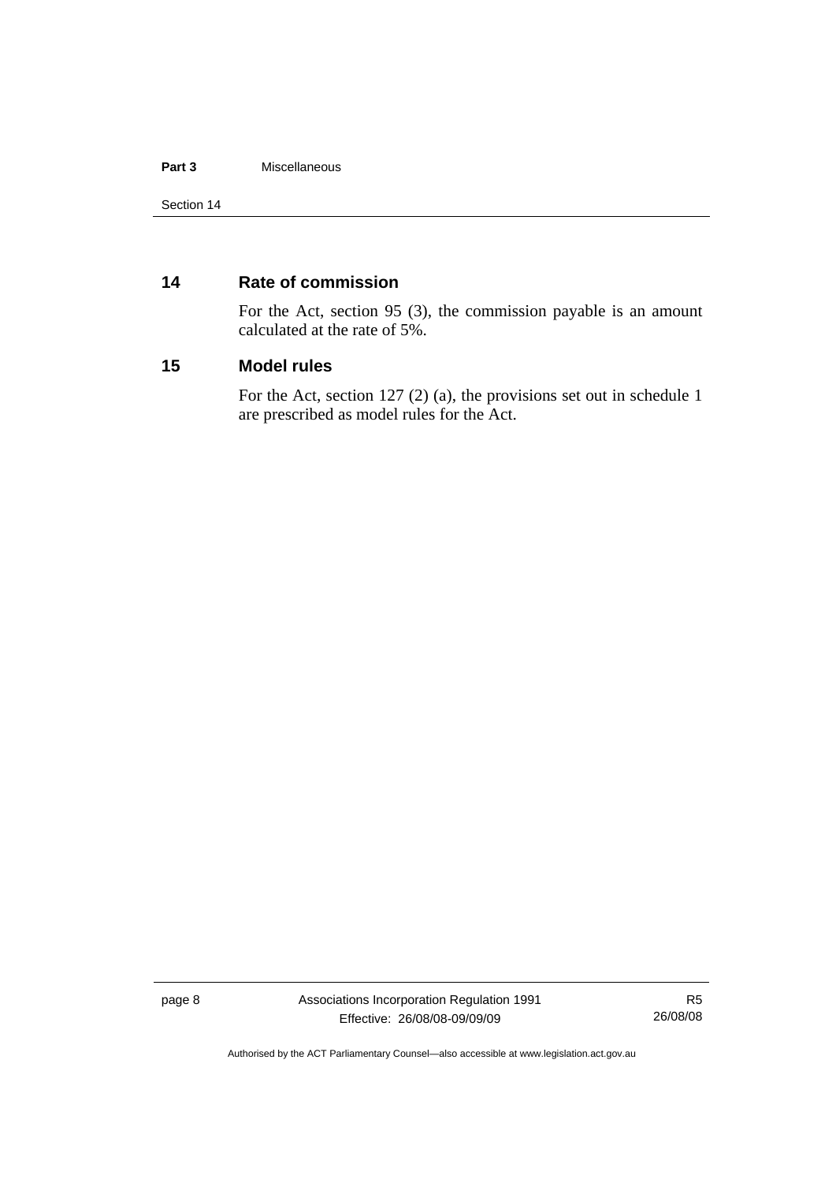## 14 Rate of commission

For the Act, section 95 (3), the commission payable is an amount calculated at the rate of 5%.

## 15 Model rules

For the Act, section 127 (2) (a), the provisions set out in schedule 1 are prescribed as model rules for the Act.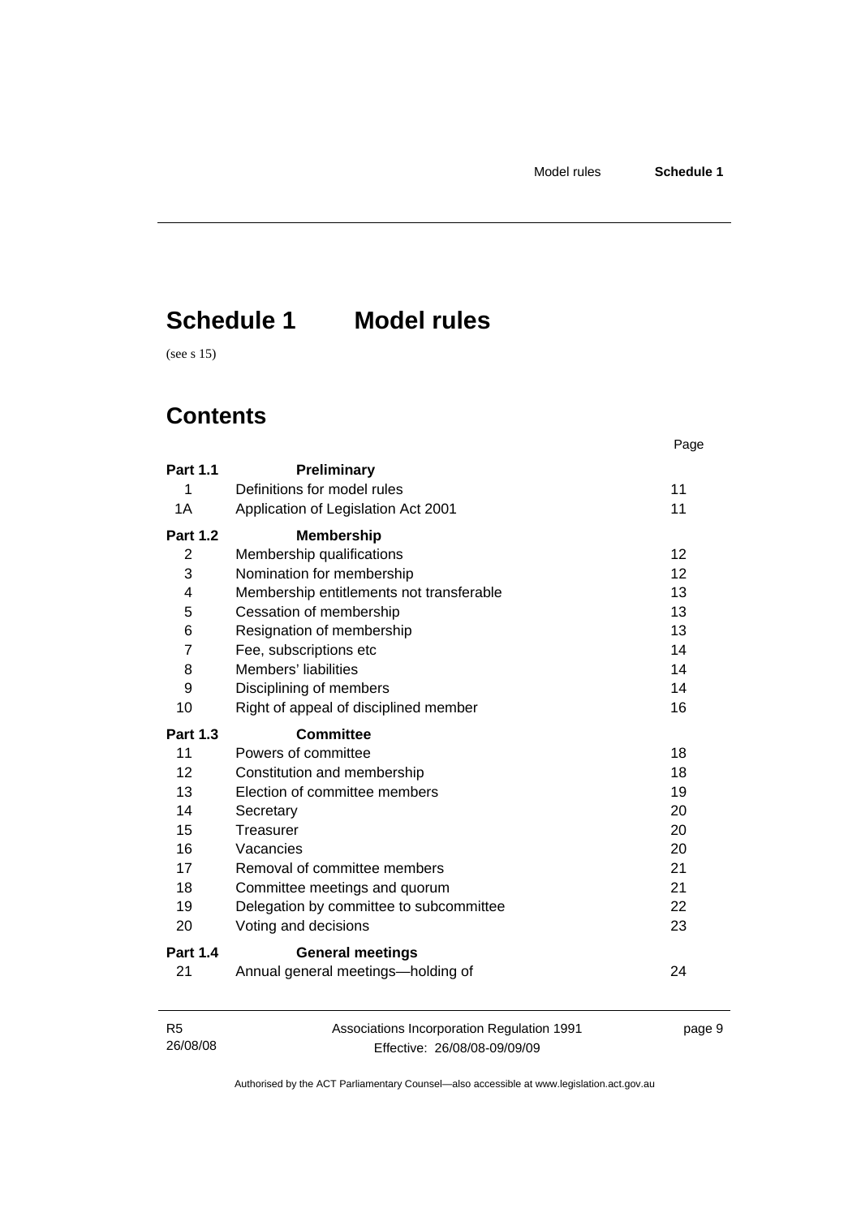# Schedule 1 Model rules

(see s 15)

## Contents

| | | Page |
|---|---|---|
| **Part 1.1** | **Preliminary** | |
| 1 | Definitions for model rules | 11 |
| 1A | Application of Legislation Act 2001 | 11 |
| **Part 1.2** | **Membership** | |
| 2 | Membership qualifications | 12 |
| 3 | Nomination for membership | 12 |
| 4 | Membership entitlements not transferable | 13 |
| 5 | Cessation of membership | 13 |
| 6 | Resignation of membership | 13 |
| 7 | Fee, subscriptions etc | 14 |
| 8 | Members' liabilities | 14 |
| 9 | Disciplining of members | 14 |
| 10 | Right of appeal of disciplined member | 16 |
| **Part 1.3** | **Committee** | |
| 11 | Powers of committee | 18 |
| 12 | Constitution and membership | 18 |
| 13 | Election of committee members | 19 |
| 14 | Secretary | 20 |
| 15 | Treasurer | 20 |
| 16 | Vacancies | 20 |
| 17 | Removal of committee members | 21 |
| 18 | Committee meetings and quorum | 21 |
| 19 | Delegation by committee to subcommittee | 22 |
| 20 | Voting and decisions | 23 |
| **Part 1.4** | **General meetings** | |
| 21 | Annual general meetings—holding of | 24 |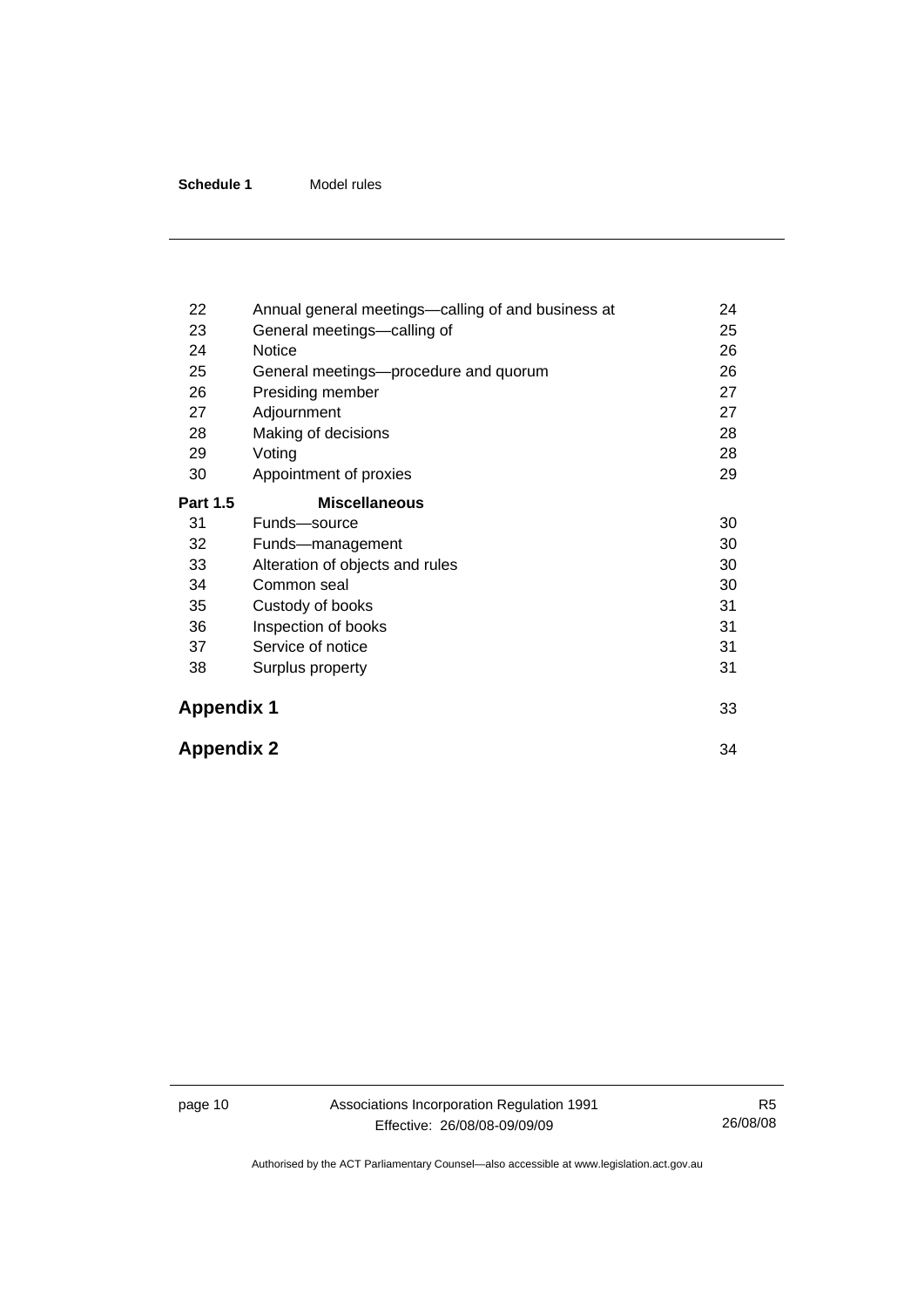| | | |
|---|---|---|
| 22 | Annual general meetings—calling of and business at | 24 |
| 23 | General meetings—calling of | 25 |
| 24 | Notice | 26 |
| 25 | General meetings—procedure and quorum | 26 |
| 26 | Presiding member | 27 |
| 27 | Adjournment | 27 |
| 28 | Making of decisions | 28 |
| 29 | Voting | 28 |
| 30 | Appointment of proxies | 29 |
| **Part 1.5** | **Miscellaneous** | |
| 31 | Funds—source | 30 |
| 32 | Funds—management | 30 |
| 33 | Alteration of objects and rules | 30 |
| 34 | Common seal | 30 |
| 35 | Custody of books | 31 |
| 36 | Inspection of books | 31 |
| 37 | Service of notice | 31 |
| 38 | Surplus property | 31 |

**Appendix 1** 33

**Appendix 2** 34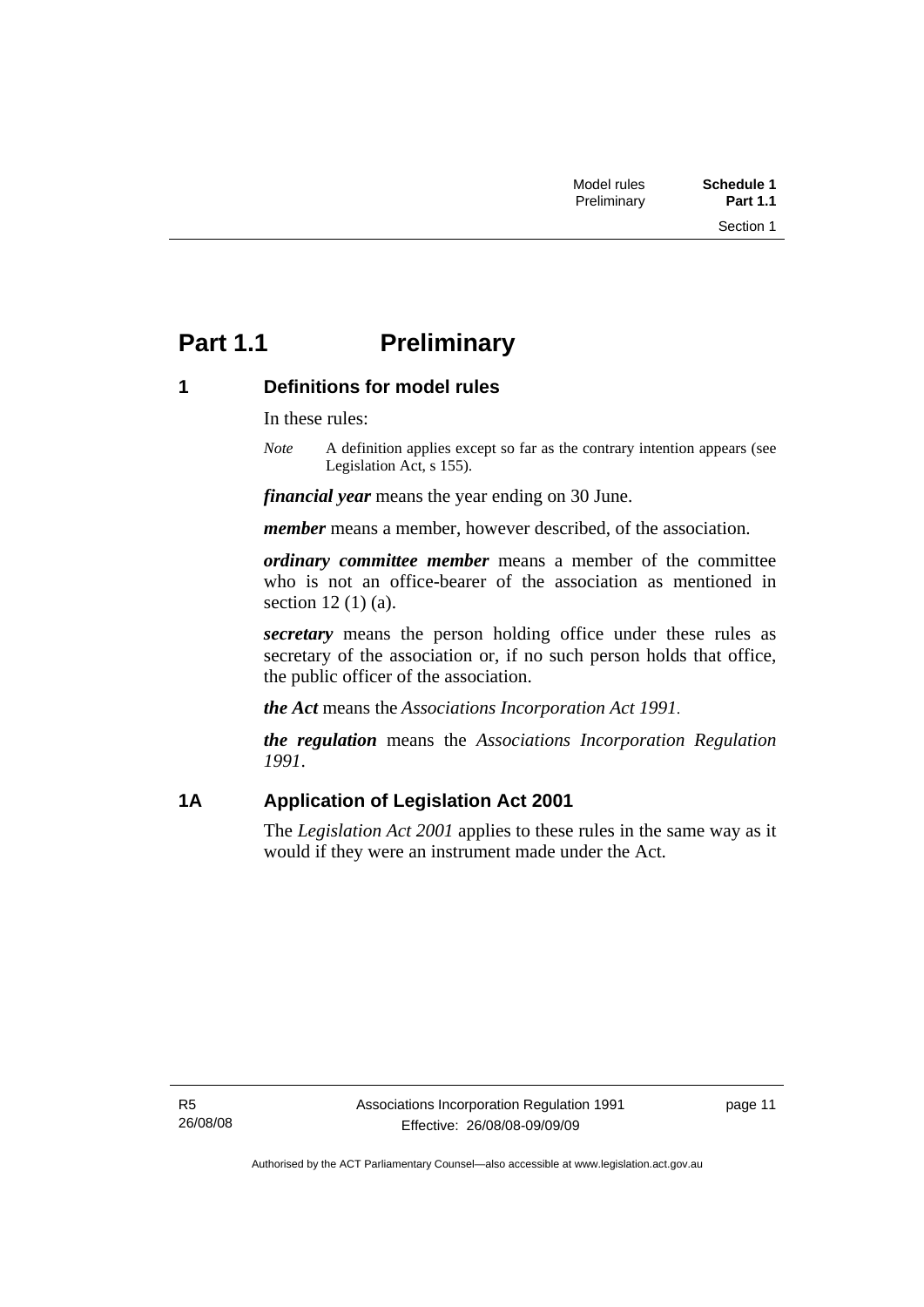# Part 1.1 Preliminary

## 1 Definitions for model rules

In these rules:

*Note* A definition applies except so far as the contrary intention appears (see Legislation Act, s 155).

***financial year*** means the year ending on 30 June.

***member*** means a member, however described, of the association.

***ordinary committee member*** means a member of the committee who is not an office-bearer of the association as mentioned in section 12 (1) (a).

***secretary*** means the person holding office under these rules as secretary of the association or, if no such person holds that office, the public officer of the association.

***the Act*** means the *Associations Incorporation Act 1991*.

***the regulation*** means the *Associations Incorporation Regulation 1991*.

## 1A Application of Legislation Act 2001

The *Legislation Act 2001* applies to these rules in the same way as it would if they were an instrument made under the Act.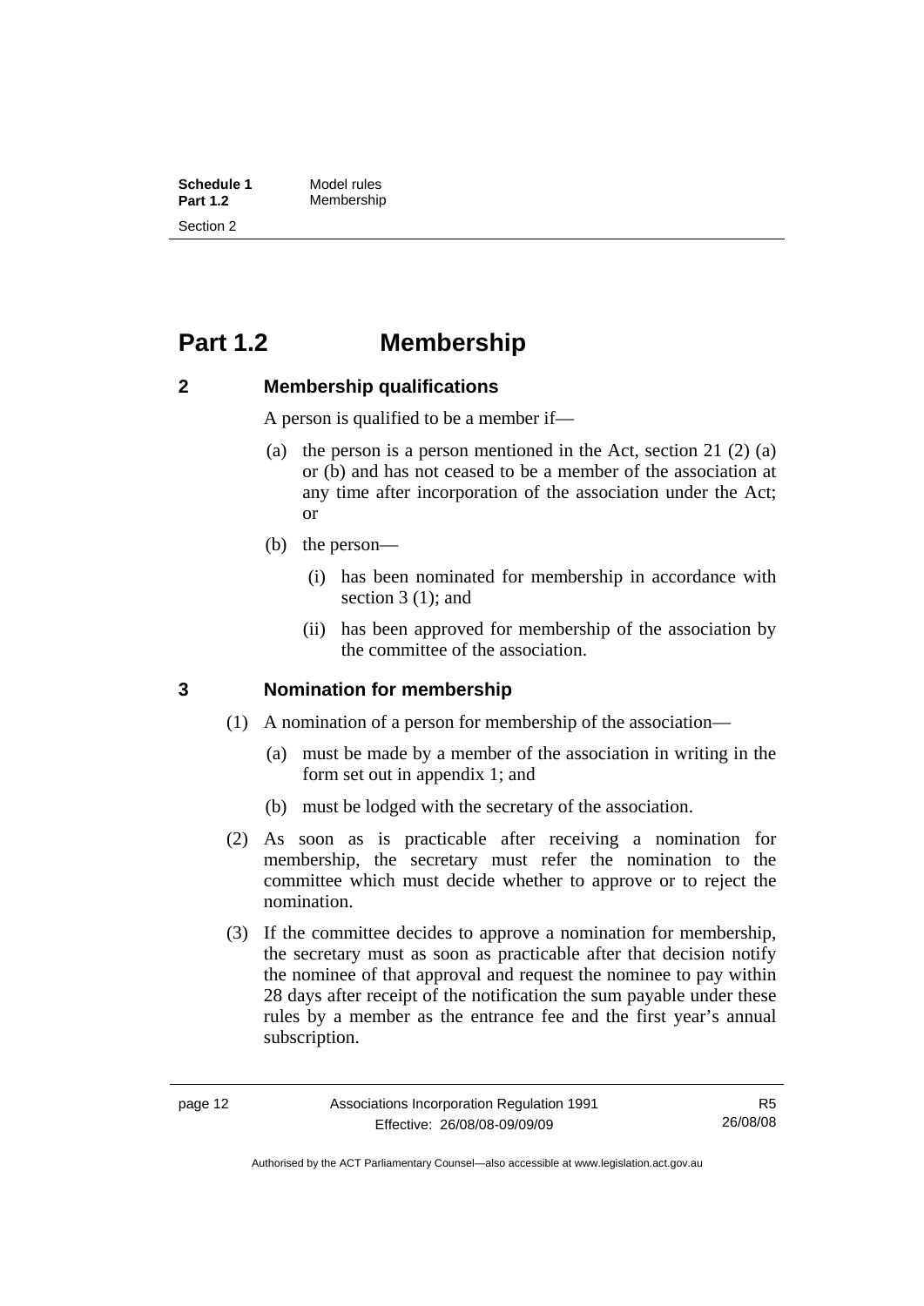# Part 1.2 Membership

## 2 Membership qualifications

A person is qualified to be a member if—

(a) the person is a person mentioned in the Act, section 21 (2) (a) or (b) and has not ceased to be a member of the association at any time after incorporation of the association under the Act; or

(b) the person—

(i) has been nominated for membership in accordance with section 3 (1); and

(ii) has been approved for membership of the association by the committee of the association.

## 3 Nomination for membership

(1) A nomination of a person for membership of the association—

(a) must be made by a member of the association in writing in the form set out in appendix 1; and

(b) must be lodged with the secretary of the association.

(2) As soon as is practicable after receiving a nomination for membership, the secretary must refer the nomination to the committee which must decide whether to approve or to reject the nomination.

(3) If the committee decides to approve a nomination for membership, the secretary must as soon as practicable after that decision notify the nominee of that approval and request the nominee to pay within 28 days after receipt of the notification the sum payable under these rules by a member as the entrance fee and the first year's annual subscription.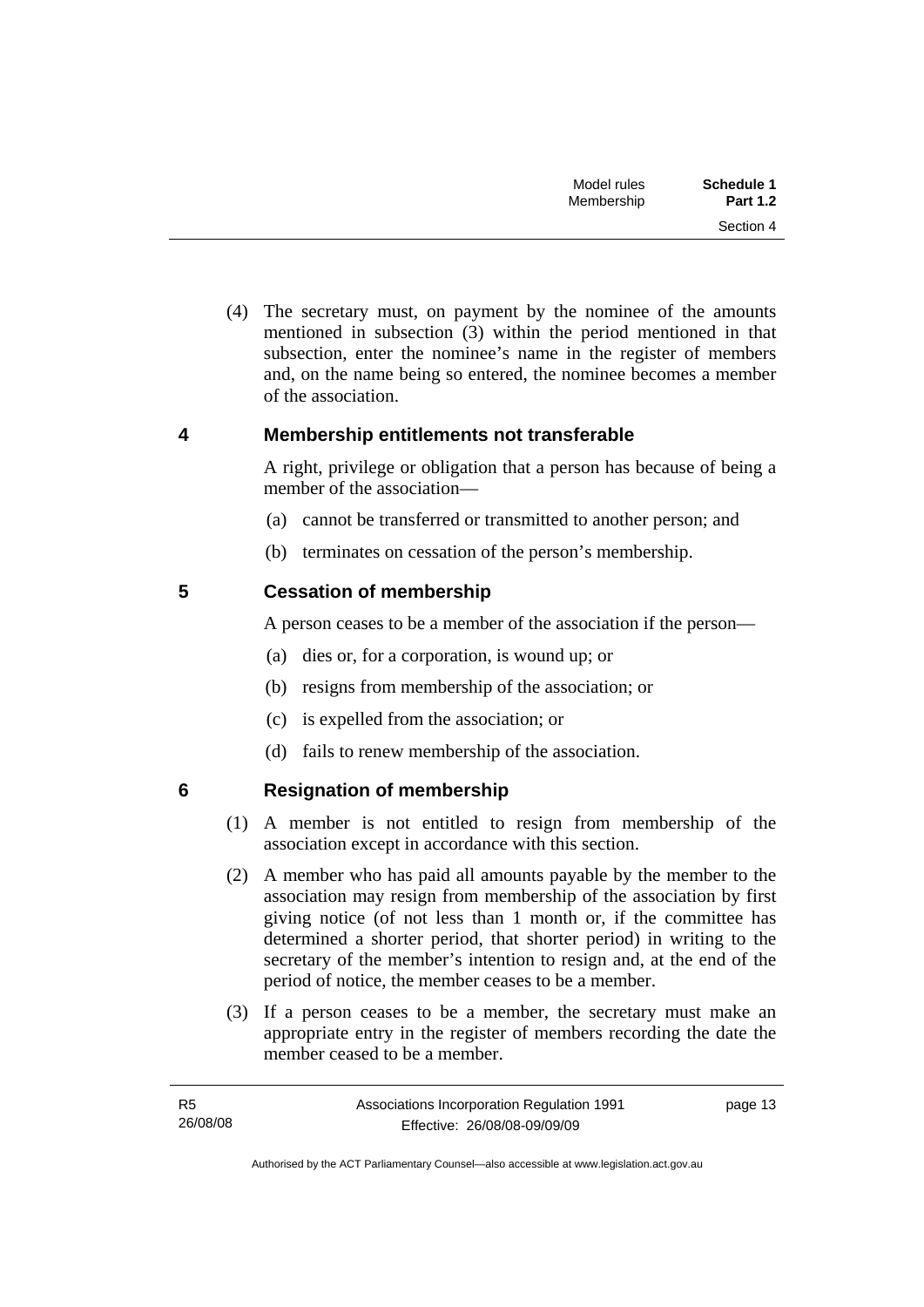(4) The secretary must, on payment by the nominee of the amounts mentioned in subsection (3) within the period mentioned in that subsection, enter the nominee's name in the register of members and, on the name being so entered, the nominee becomes a member of the association.

## 4 Membership entitlements not transferable

A right, privilege or obligation that a person has because of being a member of the association—

(a) cannot be transferred or transmitted to another person; and

(b) terminates on cessation of the person's membership.

## 5 Cessation of membership

A person ceases to be a member of the association if the person—

(a) dies or, for a corporation, is wound up; or

(b) resigns from membership of the association; or

(c) is expelled from the association; or

(d) fails to renew membership of the association.

## 6 Resignation of membership

(1) A member is not entitled to resign from membership of the association except in accordance with this section.

(2) A member who has paid all amounts payable by the member to the association may resign from membership of the association by first giving notice (of not less than 1 month or, if the committee has determined a shorter period, that shorter period) in writing to the secretary of the member's intention to resign and, at the end of the period of notice, the member ceases to be a member.

(3) If a person ceases to be a member, the secretary must make an appropriate entry in the register of members recording the date the member ceased to be a member.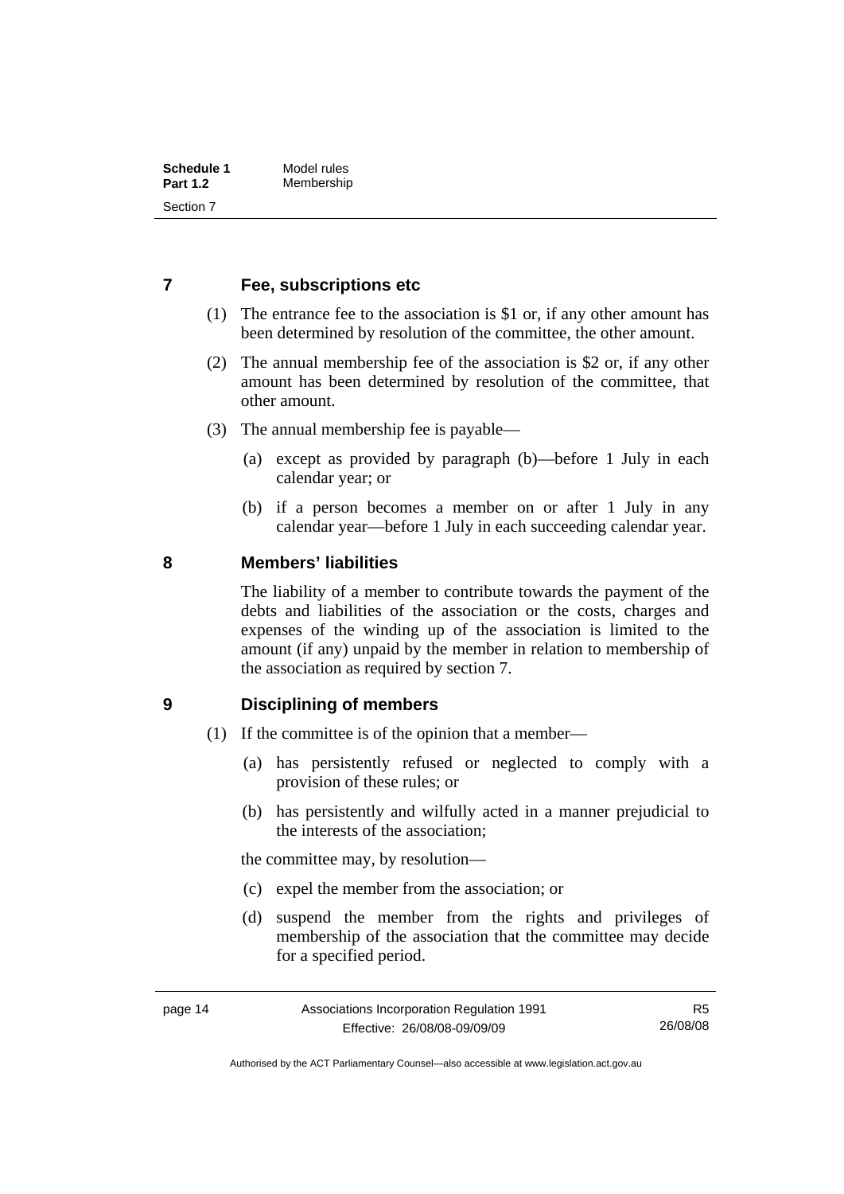## 7 Fee, subscriptions etc

(1) The entrance fee to the association is $1 or, if any other amount has been determined by resolution of the committee, the other amount.

(2) The annual membership fee of the association is $2 or, if any other amount has been determined by resolution of the committee, that other amount.

(3) The annual membership fee is payable—

- (a) except as provided by paragraph (b)—before 1 July in each calendar year; or
- (b) if a person becomes a member on or after 1 July in any calendar year—before 1 July in each succeeding calendar year.

## 8 Members' liabilities

The liability of a member to contribute towards the payment of the debts and liabilities of the association or the costs, charges and expenses of the winding up of the association is limited to the amount (if any) unpaid by the member in relation to membership of the association as required by section 7.

## 9 Disciplining of members

(1) If the committee is of the opinion that a member—

- (a) has persistently refused or neglected to comply with a provision of these rules; or
- (b) has persistently and wilfully acted in a manner prejudicial to the interests of the association;

the committee may, by resolution—

- (c) expel the member from the association; or
- (d) suspend the member from the rights and privileges of membership of the association that the committee may decide for a specified period.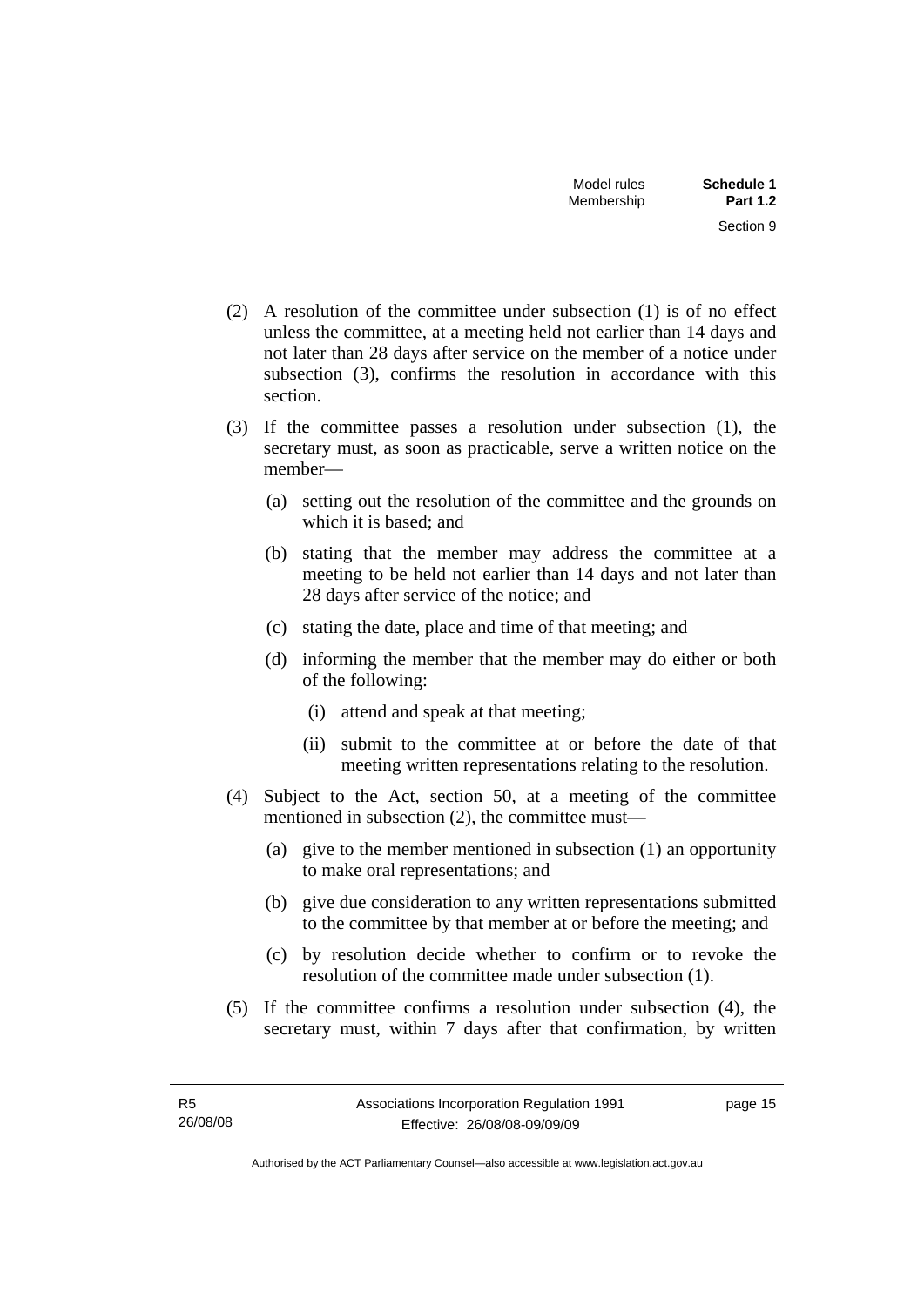(2) A resolution of the committee under subsection (1) is of no effect unless the committee, at a meeting held not earlier than 14 days and not later than 28 days after service on the member of a notice under subsection (3), confirms the resolution in accordance with this section.

(3) If the committee passes a resolution under subsection (1), the secretary must, as soon as practicable, serve a written notice on the member—

(a) setting out the resolution of the committee and the grounds on which it is based; and

(b) stating that the member may address the committee at a meeting to be held not earlier than 14 days and not later than 28 days after service of the notice; and

(c) stating the date, place and time of that meeting; and

(d) informing the member that the member may do either or both of the following:

(i) attend and speak at that meeting;

(ii) submit to the committee at or before the date of that meeting written representations relating to the resolution.

(4) Subject to the Act, section 50, at a meeting of the committee mentioned in subsection (2), the committee must—

(a) give to the member mentioned in subsection (1) an opportunity to make oral representations; and

(b) give due consideration to any written representations submitted to the committee by that member at or before the meeting; and

(c) by resolution decide whether to confirm or to revoke the resolution of the committee made under subsection (1).

(5) If the committee confirms a resolution under subsection (4), the secretary must, within 7 days after that confirmation, by written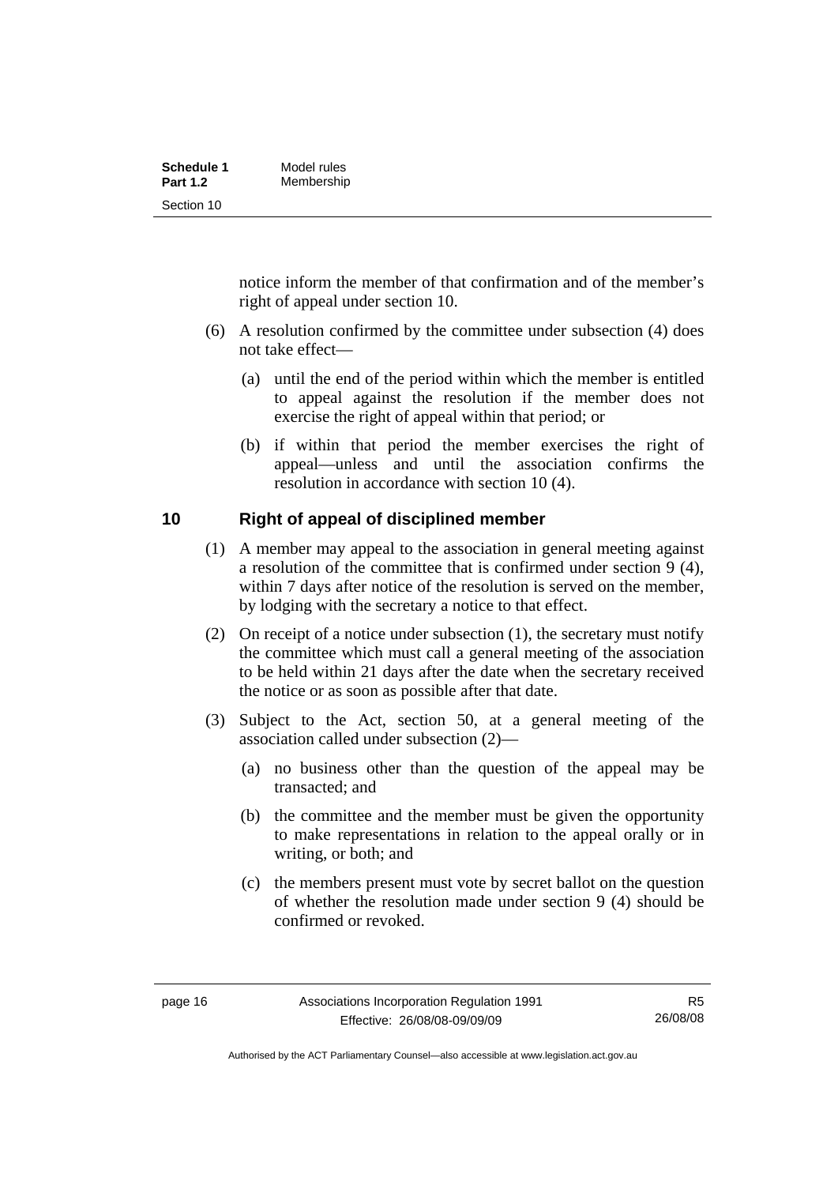notice inform the member of that confirmation and of the member's right of appeal under section 10.

(6) A resolution confirmed by the committee under subsection (4) does not take effect—

(a) until the end of the period within which the member is entitled to appeal against the resolution if the member does not exercise the right of appeal within that period; or

(b) if within that period the member exercises the right of appeal—unless and until the association confirms the resolution in accordance with section 10 (4).

## 10 Right of appeal of disciplined member

(1) A member may appeal to the association in general meeting against a resolution of the committee that is confirmed under section 9 (4), within 7 days after notice of the resolution is served on the member, by lodging with the secretary a notice to that effect.

(2) On receipt of a notice under subsection (1), the secretary must notify the committee which must call a general meeting of the association to be held within 21 days after the date when the secretary received the notice or as soon as possible after that date.

(3) Subject to the Act, section 50, at a general meeting of the association called under subsection (2)—

(a) no business other than the question of the appeal may be transacted; and

(b) the committee and the member must be given the opportunity to make representations in relation to the appeal orally or in writing, or both; and

(c) the members present must vote by secret ballot on the question of whether the resolution made under section 9 (4) should be confirmed or revoked.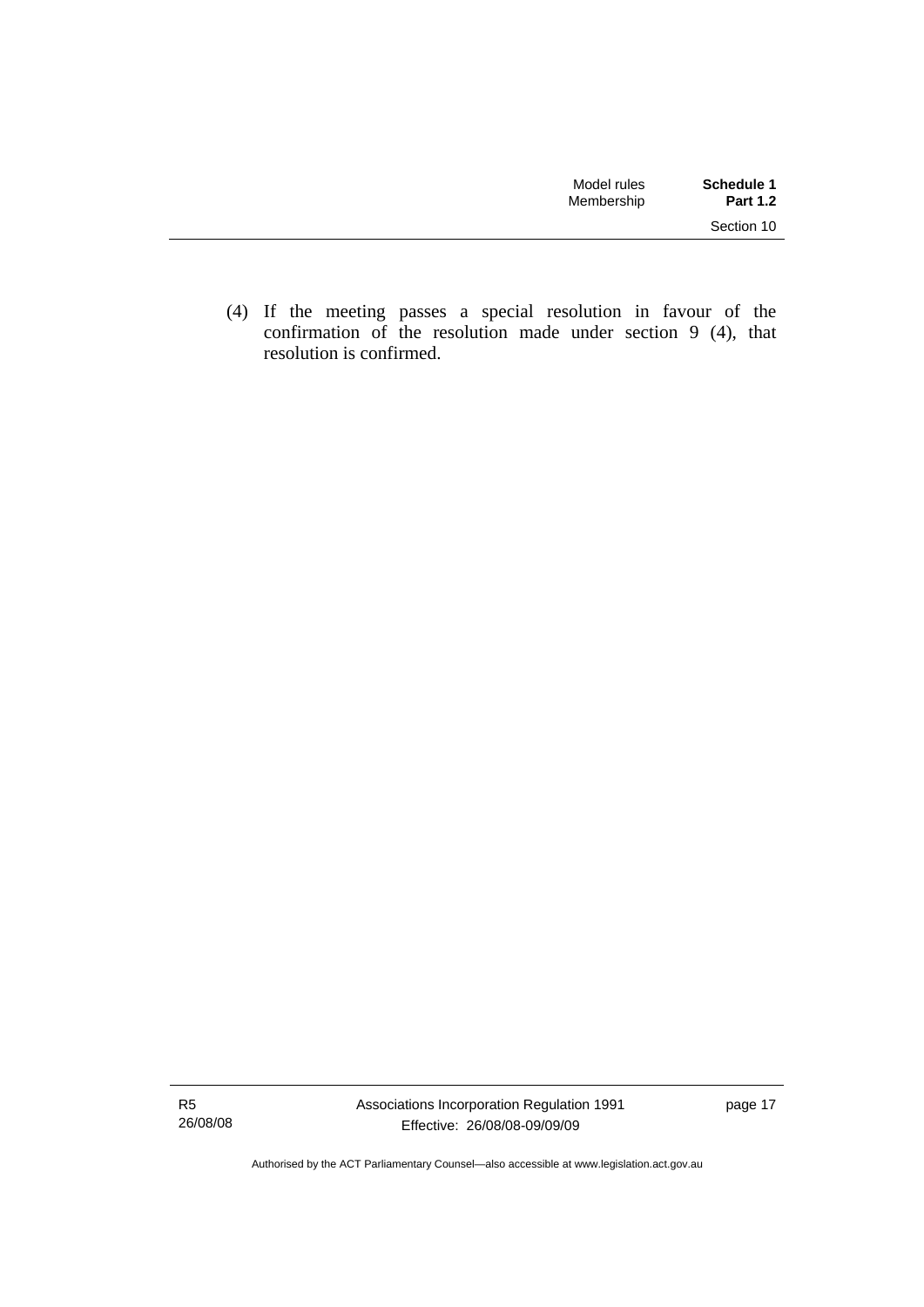(4) If the meeting passes a special resolution in favour of the confirmation of the resolution made under section 9 (4), that resolution is confirmed.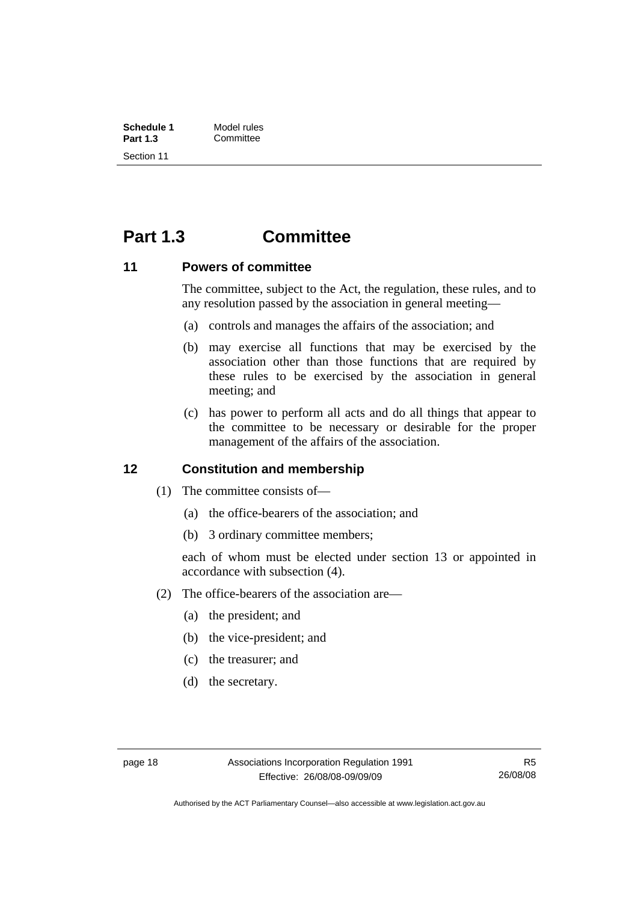# Part 1.3 Committee

### 11 Powers of committee

The committee, subject to the Act, the regulation, these rules, and to any resolution passed by the association in general meeting—

(a) controls and manages the affairs of the association; and

(b) may exercise all functions that may be exercised by the association other than those functions that are required by these rules to be exercised by the association in general meeting; and

(c) has power to perform all acts and do all things that appear to the committee to be necessary or desirable for the proper management of the affairs of the association.

### 12 Constitution and membership

(1) The committee consists of—

(a) the office-bearers of the association; and

(b) 3 ordinary committee members;

each of whom must be elected under section 13 or appointed in accordance with subsection (4).

(2) The office-bearers of the association are—

(a) the president; and

(b) the vice-president; and

(c) the treasurer; and

(d) the secretary.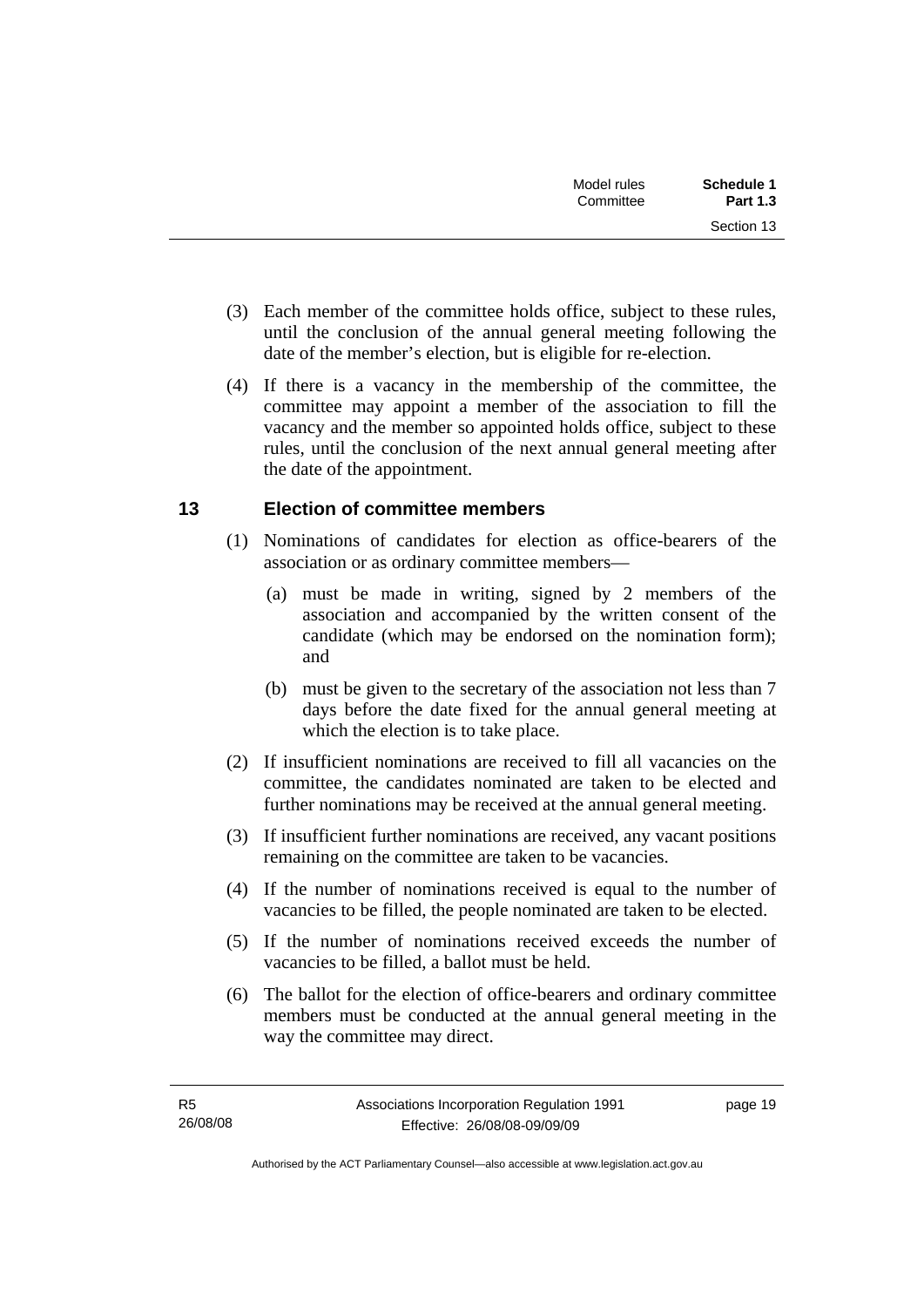(3) Each member of the committee holds office, subject to these rules, until the conclusion of the annual general meeting following the date of the member's election, but is eligible for re-election.

(4) If there is a vacancy in the membership of the committee, the committee may appoint a member of the association to fill the vacancy and the member so appointed holds office, subject to these rules, until the conclusion of the next annual general meeting after the date of the appointment.

### 13 Election of committee members

(1) Nominations of candidates for election as office-bearers of the association or as ordinary committee members—

(a) must be made in writing, signed by 2 members of the association and accompanied by the written consent of the candidate (which may be endorsed on the nomination form); and

(b) must be given to the secretary of the association not less than 7 days before the date fixed for the annual general meeting at which the election is to take place.

(2) If insufficient nominations are received to fill all vacancies on the committee, the candidates nominated are taken to be elected and further nominations may be received at the annual general meeting.

(3) If insufficient further nominations are received, any vacant positions remaining on the committee are taken to be vacancies.

(4) If the number of nominations received is equal to the number of vacancies to be filled, the people nominated are taken to be elected.

(5) If the number of nominations received exceeds the number of vacancies to be filled, a ballot must be held.

(6) The ballot for the election of office-bearers and ordinary committee members must be conducted at the annual general meeting in the way the committee may direct.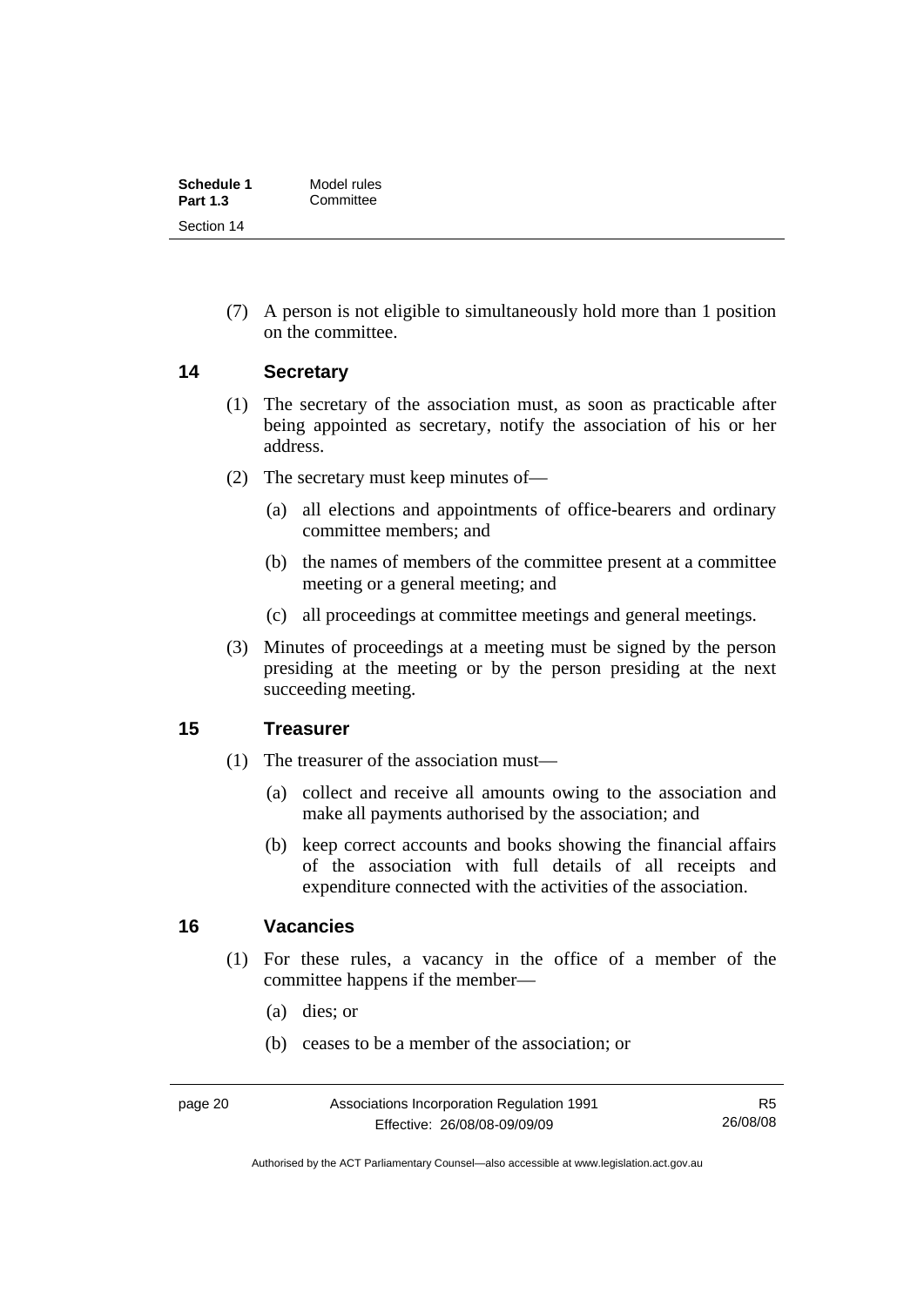(7) A person is not eligible to simultaneously hold more than 1 position on the committee.

## 14 Secretary

(1) The secretary of the association must, as soon as practicable after being appointed as secretary, notify the association of his or her address.

(2) The secretary must keep minutes of—

(a) all elections and appointments of office-bearers and ordinary committee members; and

(b) the names of members of the committee present at a committee meeting or a general meeting; and

(c) all proceedings at committee meetings and general meetings.

(3) Minutes of proceedings at a meeting must be signed by the person presiding at the meeting or by the person presiding at the next succeeding meeting.

## 15 Treasurer

(1) The treasurer of the association must—

(a) collect and receive all amounts owing to the association and make all payments authorised by the association; and

(b) keep correct accounts and books showing the financial affairs of the association with full details of all receipts and expenditure connected with the activities of the association.

## 16 Vacancies

(1) For these rules, a vacancy in the office of a member of the committee happens if the member—

(a) dies; or

(b) ceases to be a member of the association; or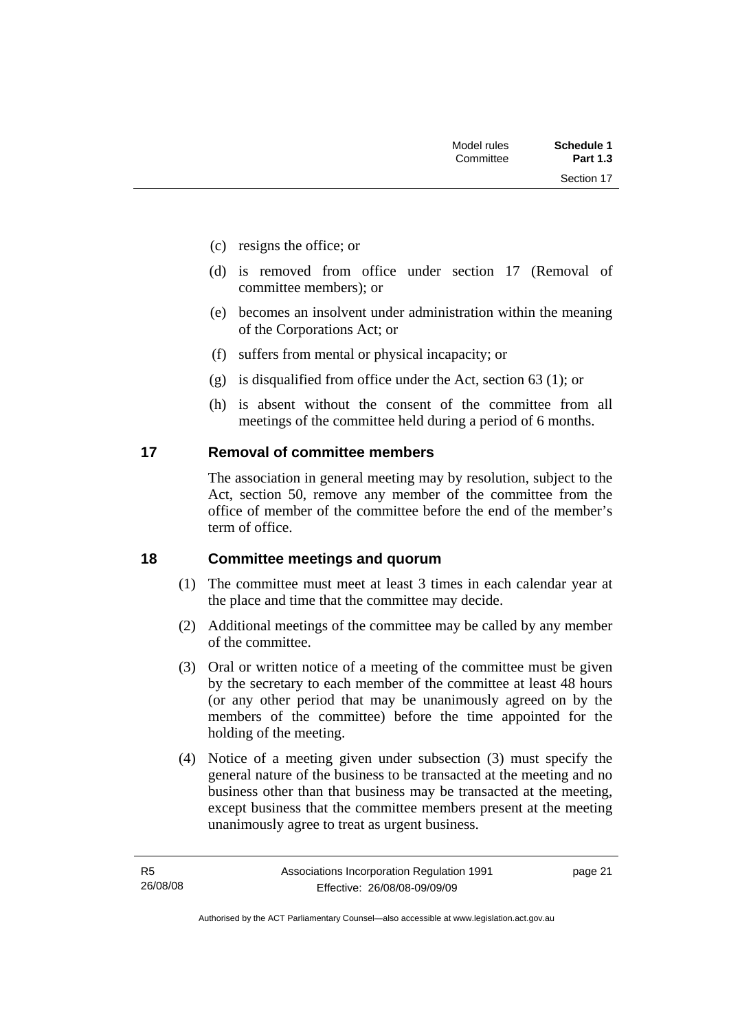(c) resigns the office; or

(d) is removed from office under section 17 (Removal of committee members); or

(e) becomes an insolvent under administration within the meaning of the Corporations Act; or

(f) suffers from mental or physical incapacity; or

(g) is disqualified from office under the Act, section 63 (1); or

(h) is absent without the consent of the committee from all meetings of the committee held during a period of 6 months.

## 17 Removal of committee members

The association in general meeting may by resolution, subject to the Act, section 50, remove any member of the committee from the office of member of the committee before the end of the member's term of office.

## 18 Committee meetings and quorum

(1) The committee must meet at least 3 times in each calendar year at the place and time that the committee may decide.

(2) Additional meetings of the committee may be called by any member of the committee.

(3) Oral or written notice of a meeting of the committee must be given by the secretary to each member of the committee at least 48 hours (or any other period that may be unanimously agreed on by the members of the committee) before the time appointed for the holding of the meeting.

(4) Notice of a meeting given under subsection (3) must specify the general nature of the business to be transacted at the meeting and no business other than that business may be transacted at the meeting, except business that the committee members present at the meeting unanimously agree to treat as urgent business.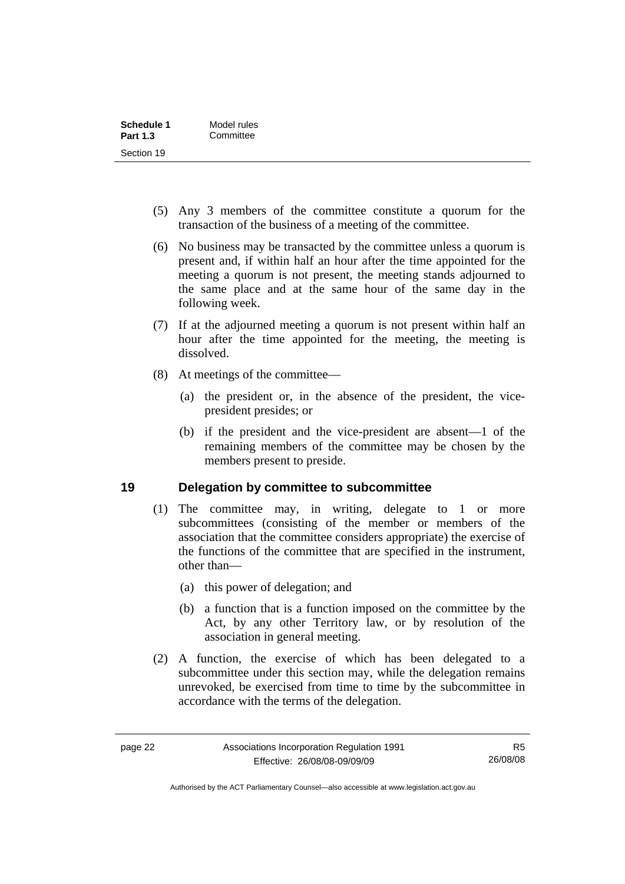(5) Any 3 members of the committee constitute a quorum for the transaction of the business of a meeting of the committee.

(6) No business may be transacted by the committee unless a quorum is present and, if within half an hour after the time appointed for the meeting a quorum is not present, the meeting stands adjourned to the same place and at the same hour of the same day in the following week.

(7) If at the adjourned meeting a quorum is not present within half an hour after the time appointed for the meeting, the meeting is dissolved.

(8) At meetings of the committee—

(a) the president or, in the absence of the president, the vice-president presides; or

(b) if the president and the vice-president are absent—1 of the remaining members of the committee may be chosen by the members present to preside.

## 19 Delegation by committee to subcommittee

(1) The committee may, in writing, delegate to 1 or more subcommittees (consisting of the member or members of the association that the committee considers appropriate) the exercise of the functions of the committee that are specified in the instrument, other than—

(a) this power of delegation; and

(b) a function that is a function imposed on the committee by the Act, by any other Territory law, or by resolution of the association in general meeting.

(2) A function, the exercise of which has been delegated to a subcommittee under this section may, while the delegation remains unrevoked, be exercised from time to time by the subcommittee in accordance with the terms of the delegation.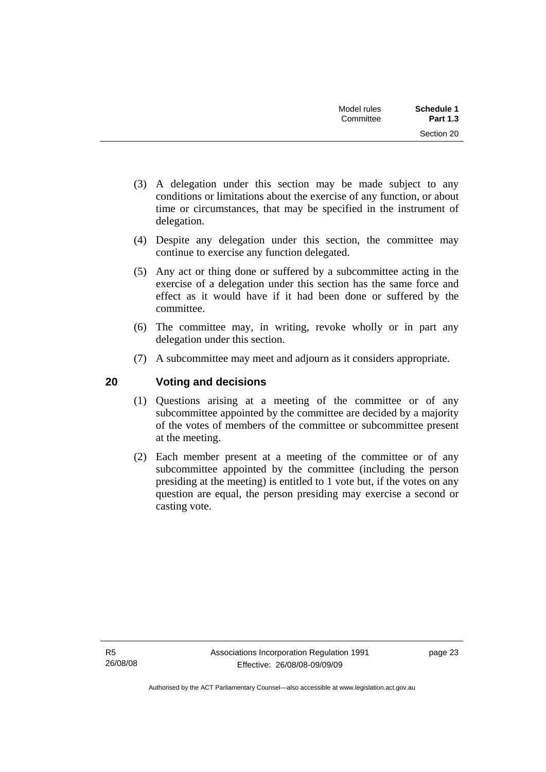(3) A delegation under this section may be made subject to any conditions or limitations about the exercise of any function, or about time or circumstances, that may be specified in the instrument of delegation.

(4) Despite any delegation under this section, the committee may continue to exercise any function delegated.

(5) Any act or thing done or suffered by a subcommittee acting in the exercise of a delegation under this section has the same force and effect as it would have if it had been done or suffered by the committee.

(6) The committee may, in writing, revoke wholly or in part any delegation under this section.

(7) A subcommittee may meet and adjourn as it considers appropriate.

## 20 Voting and decisions

(1) Questions arising at a meeting of the committee or of any subcommittee appointed by the committee are decided by a majority of the votes of members of the committee or subcommittee present at the meeting.

(2) Each member present at a meeting of the committee or of any subcommittee appointed by the committee (including the person presiding at the meeting) is entitled to 1 vote but, if the votes on any question are equal, the person presiding may exercise a second or casting vote.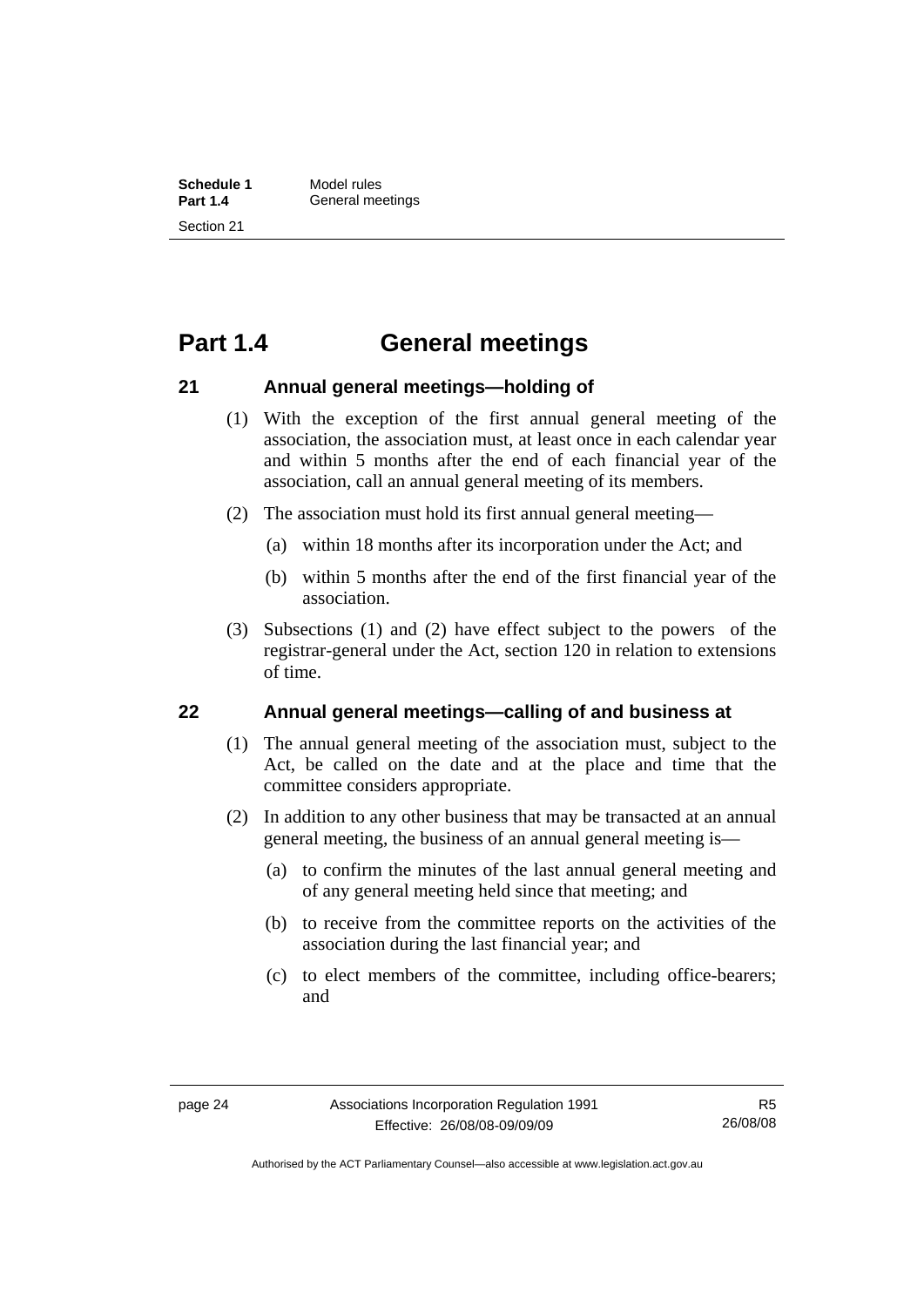# Part 1.4 General meetings

### 21 Annual general meetings—holding of

(1) With the exception of the first annual general meeting of the association, the association must, at least once in each calendar year and within 5 months after the end of each financial year of the association, call an annual general meeting of its members.

(2) The association must hold its first annual general meeting—

(a) within 18 months after its incorporation under the Act; and

(b) within 5 months after the end of the first financial year of the association.

(3) Subsections (1) and (2) have effect subject to the powers of the registrar-general under the Act, section 120 in relation to extensions of time.

### 22 Annual general meetings—calling of and business at

(1) The annual general meeting of the association must, subject to the Act, be called on the date and at the place and time that the committee considers appropriate.

(2) In addition to any other business that may be transacted at an annual general meeting, the business of an annual general meeting is—

(a) to confirm the minutes of the last annual general meeting and of any general meeting held since that meeting; and

(b) to receive from the committee reports on the activities of the association during the last financial year; and

(c) to elect members of the committee, including office-bearers; and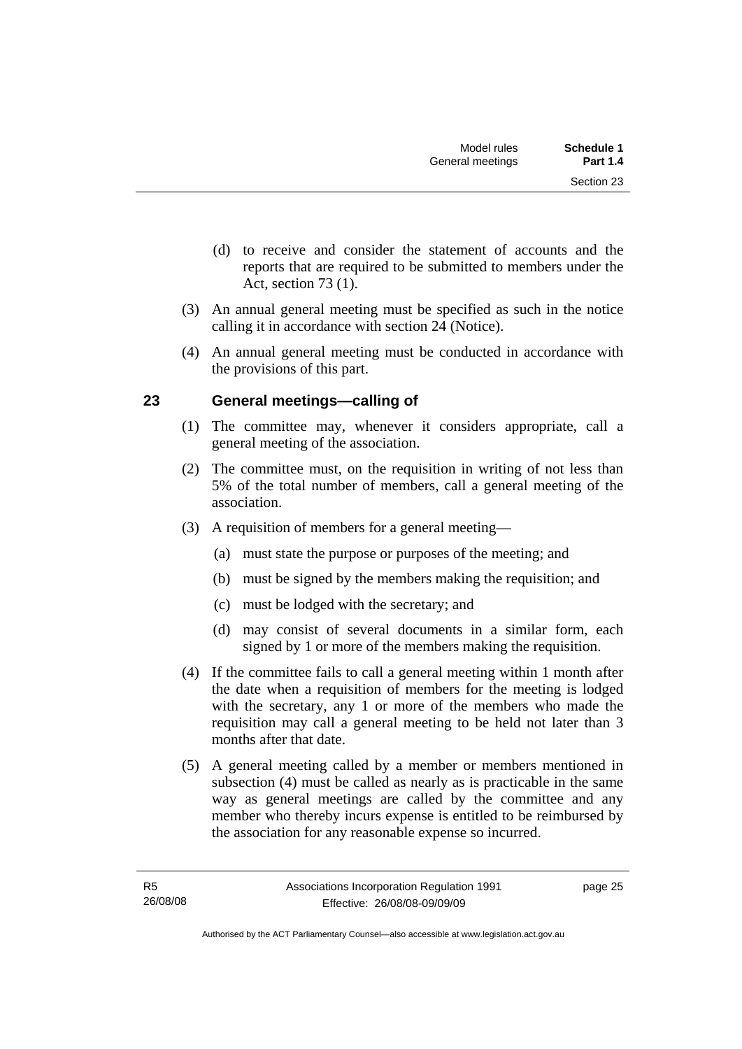(d) to receive and consider the statement of accounts and the reports that are required to be submitted to members under the Act, section 73 (1).

(3) An annual general meeting must be specified as such in the notice calling it in accordance with section 24 (Notice).

(4) An annual general meeting must be conducted in accordance with the provisions of this part.

## 23 General meetings—calling of

(1) The committee may, whenever it considers appropriate, call a general meeting of the association.

(2) The committee must, on the requisition in writing of not less than 5% of the total number of members, call a general meeting of the association.

(3) A requisition of members for a general meeting—

(a) must state the purpose or purposes of the meeting; and

(b) must be signed by the members making the requisition; and

(c) must be lodged with the secretary; and

(d) may consist of several documents in a similar form, each signed by 1 or more of the members making the requisition.

(4) If the committee fails to call a general meeting within 1 month after the date when a requisition of members for the meeting is lodged with the secretary, any 1 or more of the members who made the requisition may call a general meeting to be held not later than 3 months after that date.

(5) A general meeting called by a member or members mentioned in subsection (4) must be called as nearly as is practicable in the same way as general meetings are called by the committee and any member who thereby incurs expense is entitled to be reimbursed by the association for any reasonable expense so incurred.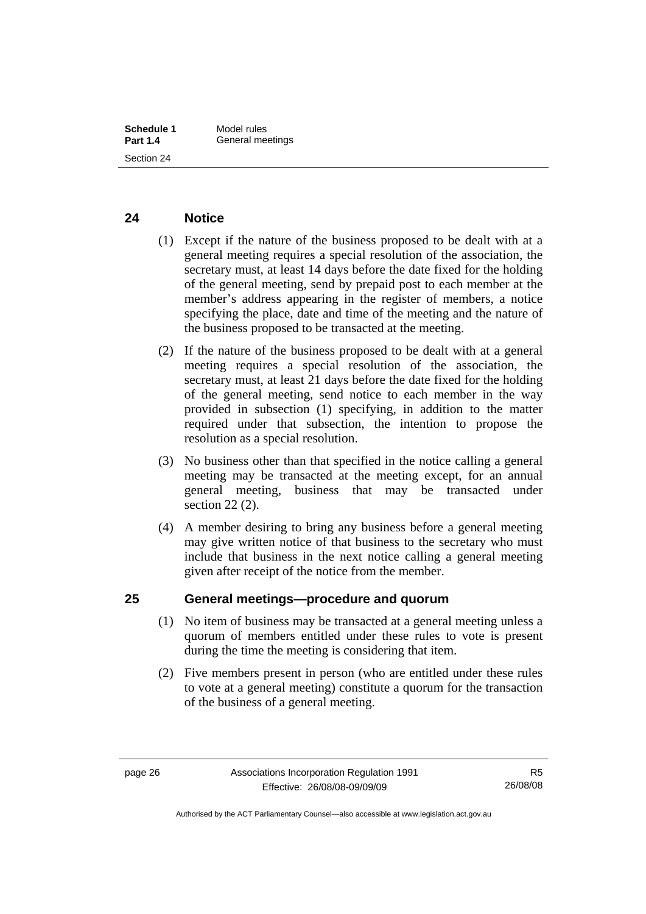## 24 Notice

(1) Except if the nature of the business proposed to be dealt with at a general meeting requires a special resolution of the association, the secretary must, at least 14 days before the date fixed for the holding of the general meeting, send by prepaid post to each member at the member's address appearing in the register of members, a notice specifying the place, date and time of the meeting and the nature of the business proposed to be transacted at the meeting.

(2) If the nature of the business proposed to be dealt with at a general meeting requires a special resolution of the association, the secretary must, at least 21 days before the date fixed for the holding of the general meeting, send notice to each member in the way provided in subsection (1) specifying, in addition to the matter required under that subsection, the intention to propose the resolution as a special resolution.

(3) No business other than that specified in the notice calling a general meeting may be transacted at the meeting except, for an annual general meeting, business that may be transacted under section 22 (2).

(4) A member desiring to bring any business before a general meeting may give written notice of that business to the secretary who must include that business in the next notice calling a general meeting given after receipt of the notice from the member.

## 25 General meetings—procedure and quorum

(1) No item of business may be transacted at a general meeting unless a quorum of members entitled under these rules to vote is present during the time the meeting is considering that item.

(2) Five members present in person (who are entitled under these rules to vote at a general meeting) constitute a quorum for the transaction of the business of a general meeting.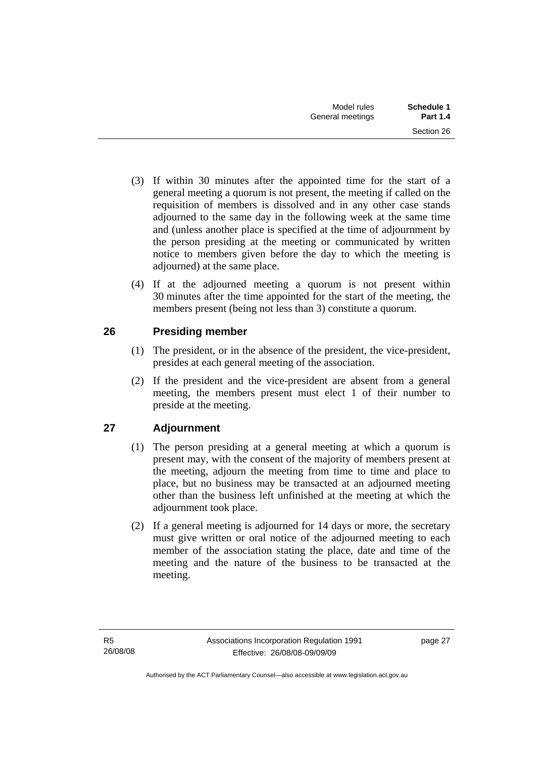(3) If within 30 minutes after the appointed time for the start of a general meeting a quorum is not present, the meeting if called on the requisition of members is dissolved and in any other case stands adjourned to the same day in the following week at the same time and (unless another place is specified at the time of adjournment by the person presiding at the meeting or communicated by written notice to members given before the day to which the meeting is adjourned) at the same place.

(4) If at the adjourned meeting a quorum is not present within 30 minutes after the time appointed for the start of the meeting, the members present (being not less than 3) constitute a quorum.

## 26 Presiding member

(1) The president, or in the absence of the president, the vice-president, presides at each general meeting of the association.

(2) If the president and the vice-president are absent from a general meeting, the members present must elect 1 of their number to preside at the meeting.

## 27 Adjournment

(1) The person presiding at a general meeting at which a quorum is present may, with the consent of the majority of members present at the meeting, adjourn the meeting from time to time and place to place, but no business may be transacted at an adjourned meeting other than the business left unfinished at the meeting at which the adjournment took place.

(2) If a general meeting is adjourned for 14 days or more, the secretary must give written or oral notice of the adjourned meeting to each member of the association stating the place, date and time of the meeting and the nature of the business to be transacted at the meeting.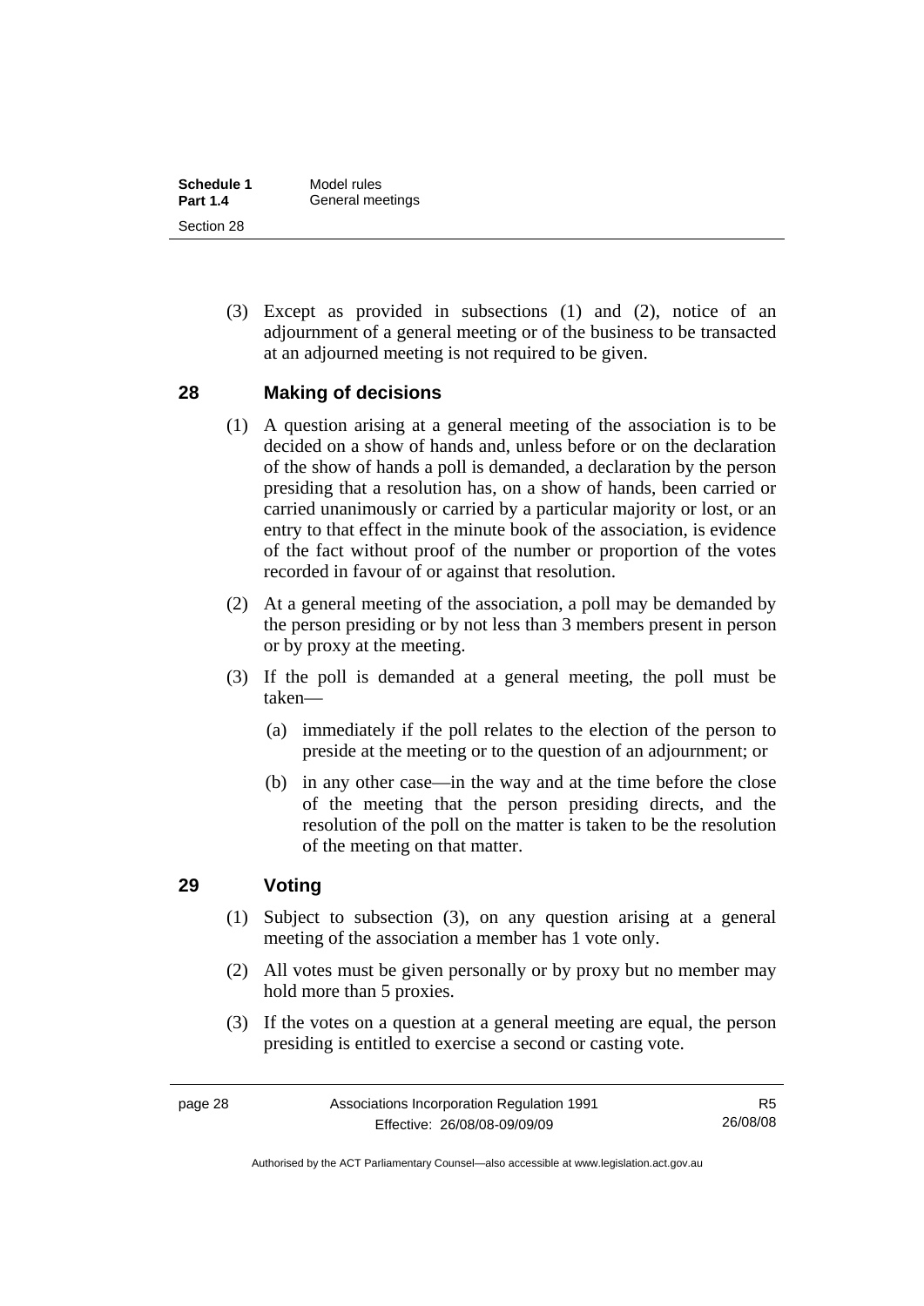(3) Except as provided in subsections (1) and (2), notice of an adjournment of a general meeting or of the business to be transacted at an adjourned meeting is not required to be given.

## 28 Making of decisions

(1) A question arising at a general meeting of the association is to be decided on a show of hands and, unless before or on the declaration of the show of hands a poll is demanded, a declaration by the person presiding that a resolution has, on a show of hands, been carried or carried unanimously or carried by a particular majority or lost, or an entry to that effect in the minute book of the association, is evidence of the fact without proof of the number or proportion of the votes recorded in favour of or against that resolution.

(2) At a general meeting of the association, a poll may be demanded by the person presiding or by not less than 3 members present in person or by proxy at the meeting.

(3) If the poll is demanded at a general meeting, the poll must be taken—

(a) immediately if the poll relates to the election of the person to preside at the meeting or to the question of an adjournment; or

(b) in any other case—in the way and at the time before the close of the meeting that the person presiding directs, and the resolution of the poll on the matter is taken to be the resolution of the meeting on that matter.

## 29 Voting

(1) Subject to subsection (3), on any question arising at a general meeting of the association a member has 1 vote only.

(2) All votes must be given personally or by proxy but no member may hold more than 5 proxies.

(3) If the votes on a question at a general meeting are equal, the person presiding is entitled to exercise a second or casting vote.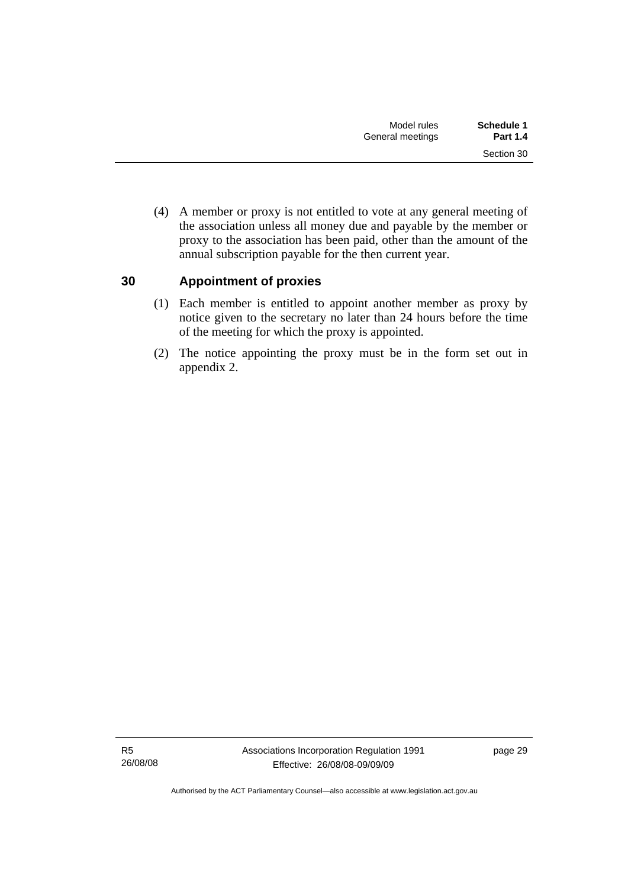(4) A member or proxy is not entitled to vote at any general meeting of the association unless all money due and payable by the member or proxy to the association has been paid, other than the amount of the annual subscription payable for the then current year.

## 30 Appointment of proxies

(1) Each member is entitled to appoint another member as proxy by notice given to the secretary no later than 24 hours before the time of the meeting for which the proxy is appointed.

(2) The notice appointing the proxy must be in the form set out in appendix 2.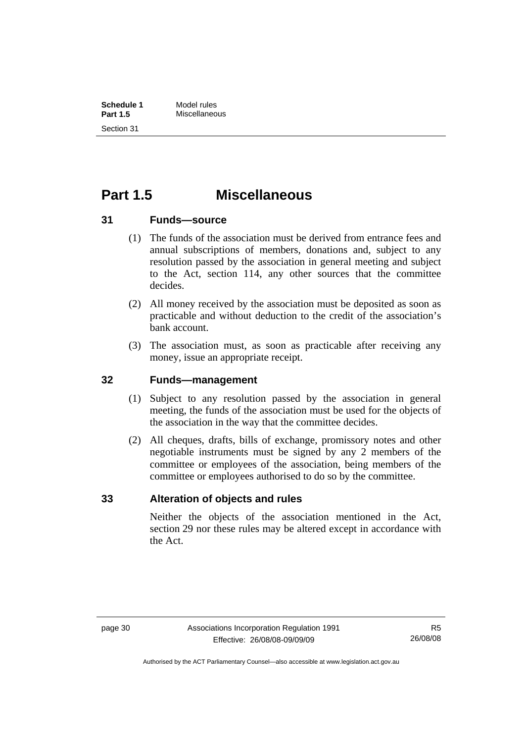# Part 1.5 Miscellaneous

## 31 Funds—source

(1) The funds of the association must be derived from entrance fees and annual subscriptions of members, donations and, subject to any resolution passed by the association in general meeting and subject to the Act, section 114, any other sources that the committee decides.

(2) All money received by the association must be deposited as soon as practicable and without deduction to the credit of the association's bank account.

(3) The association must, as soon as practicable after receiving any money, issue an appropriate receipt.

## 32 Funds—management

(1) Subject to any resolution passed by the association in general meeting, the funds of the association must be used for the objects of the association in the way that the committee decides.

(2) All cheques, drafts, bills of exchange, promissory notes and other negotiable instruments must be signed by any 2 members of the committee or employees of the association, being members of the committee or employees authorised to do so by the committee.

## 33 Alteration of objects and rules

Neither the objects of the association mentioned in the Act, section 29 nor these rules may be altered except in accordance with the Act.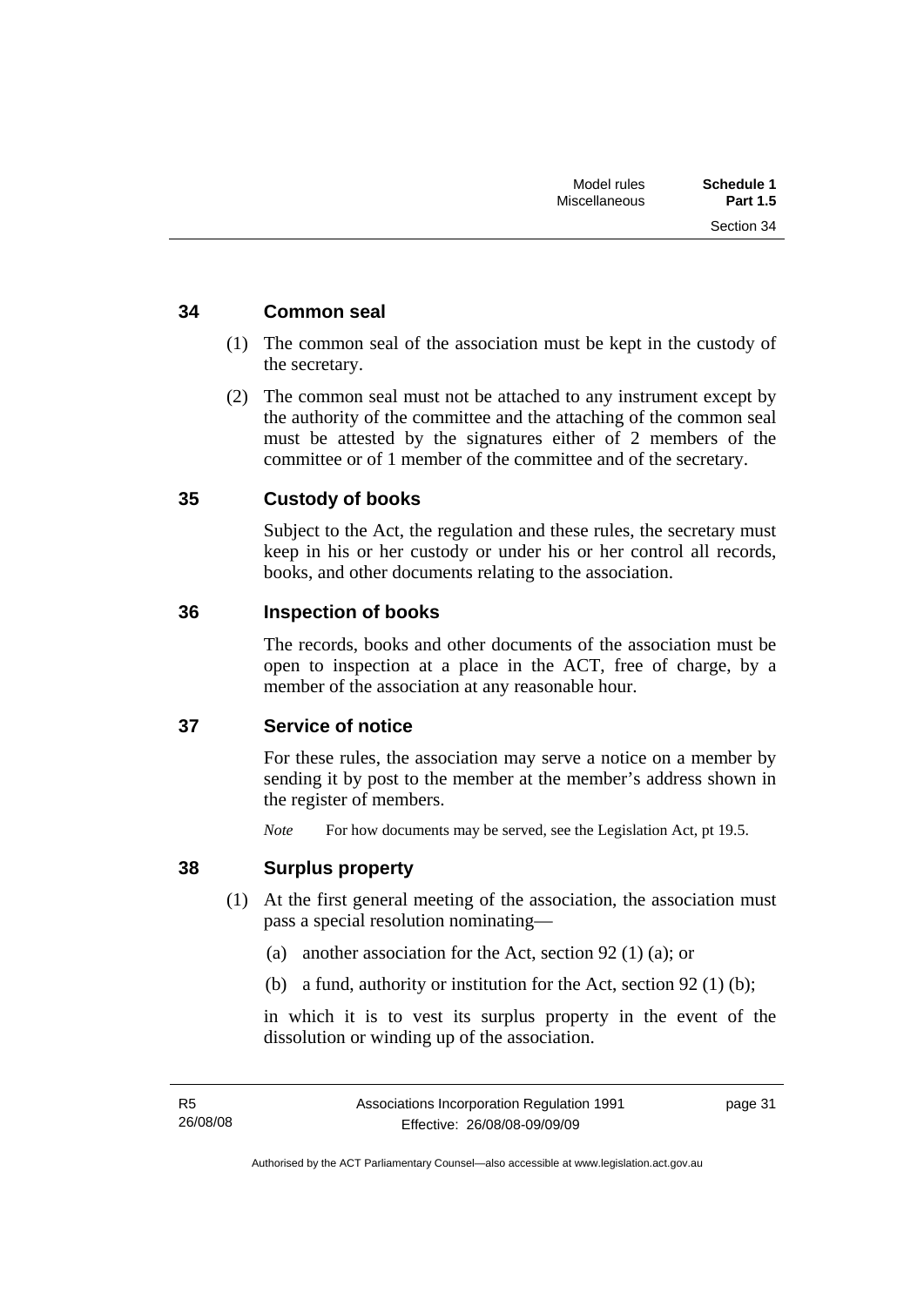## 34 Common seal

(1) The common seal of the association must be kept in the custody of the secretary.

(2) The common seal must not be attached to any instrument except by the authority of the committee and the attaching of the common seal must be attested by the signatures either of 2 members of the committee or of 1 member of the committee and of the secretary.

## 35 Custody of books

Subject to the Act, the regulation and these rules, the secretary must keep in his or her custody or under his or her control all records, books, and other documents relating to the association.

## 36 Inspection of books

The records, books and other documents of the association must be open to inspection at a place in the ACT, free of charge, by a member of the association at any reasonable hour.

## 37 Service of notice

For these rules, the association may serve a notice on a member by sending it by post to the member at the member's address shown in the register of members.

*Note* For how documents may be served, see the Legislation Act, pt 19.5.

## 38 Surplus property

(1) At the first general meeting of the association, the association must pass a special resolution nominating—

(a) another association for the Act, section 92 (1) (a); or

(b) a fund, authority or institution for the Act, section 92 (1) (b);

in which it is to vest its surplus property in the event of the dissolution or winding up of the association.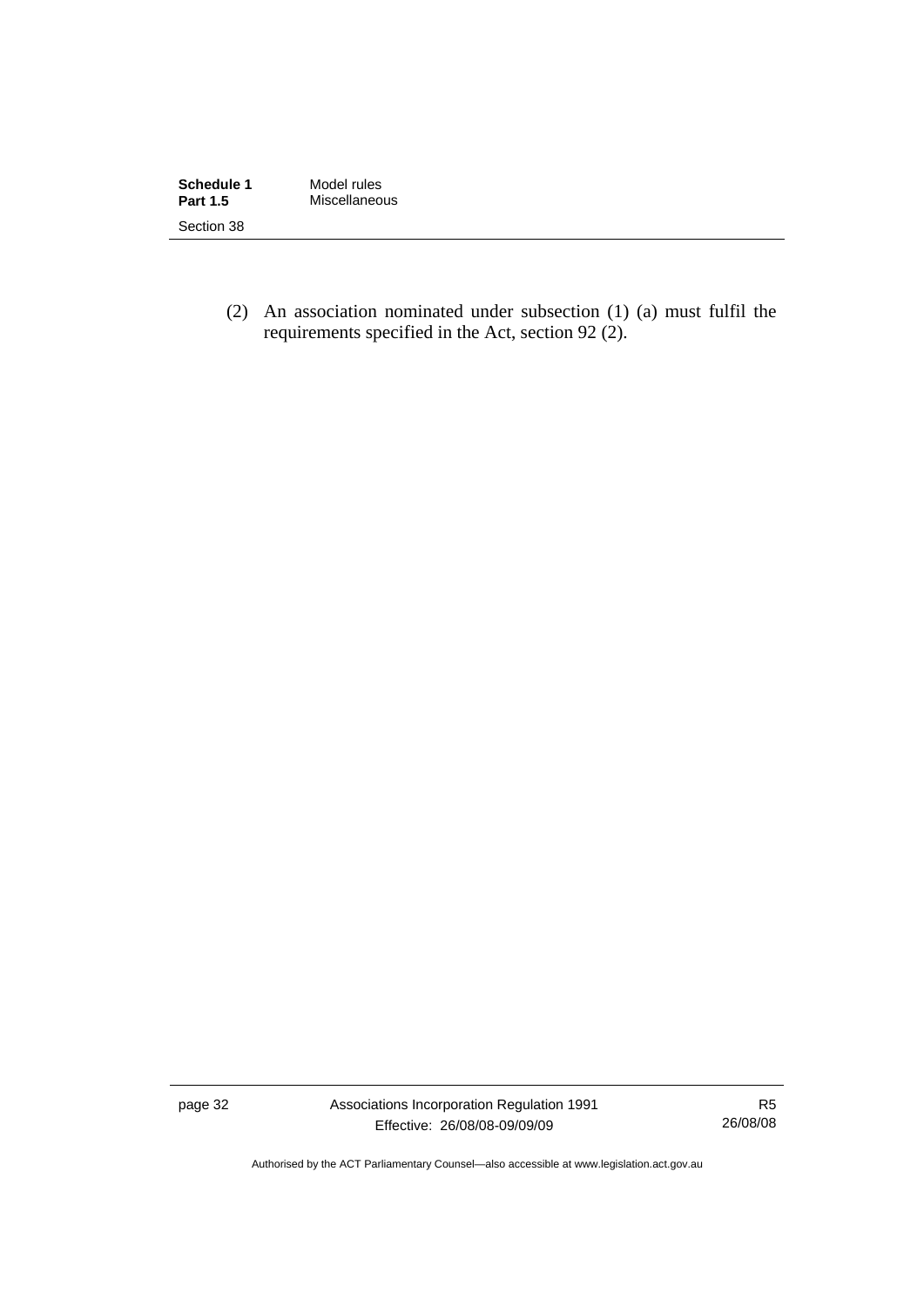(2) An association nominated under subsection (1) (a) must fulfil the requirements specified in the Act, section 92 (2).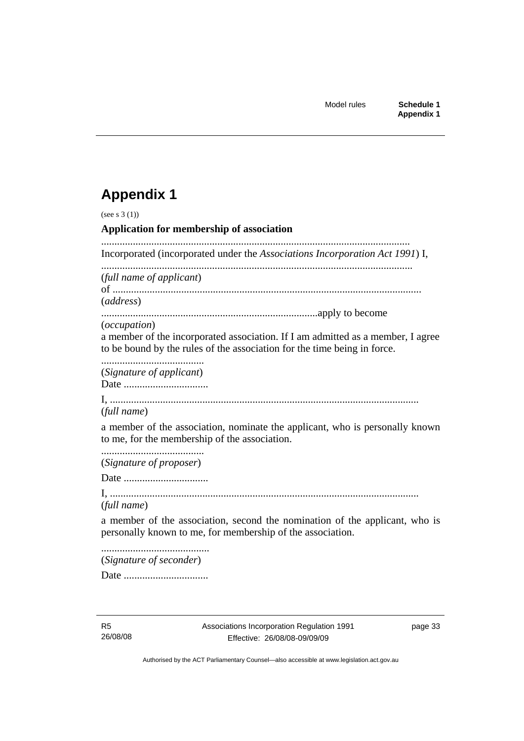# Appendix 1

(see s 3 (1))

**Application for membership of association**

....................................................................................................................
Incorporated (incorporated under the *Associations Incorporation Act 1991*) I,
....................................................................................................................
(*full name of applicant*)
of ....................................................................................................................
(*address*)
..................................................................................apply to become
(*occupation*)
a member of the incorporated association. If I am admitted as a member, I agree to be bound by the rules of the association for the time being in force.

......................................
(*Signature of applicant*)
Date ................................

I, ....................................................................................................................
(*full name*)

a member of the association, nominate the applicant, who is personally known to me, for the membership of the association.

......................................
(*Signature of proposer*)

Date ................................

I, ....................................................................................................................
(*full name*)

a member of the association, second the nomination of the applicant, who is personally known to me, for membership of the association.

.........................................
(*Signature of seconder*)

Date ................................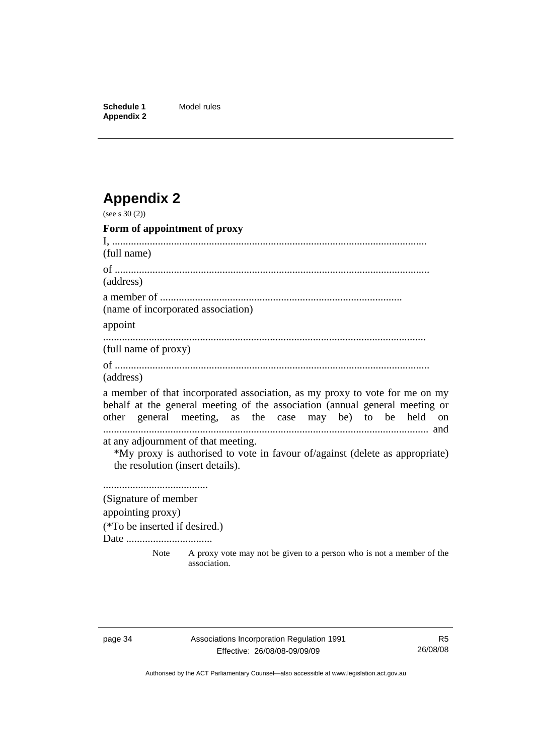# Appendix 2

(see s 30 (2))

**Form of appointment of proxy**

I, ....................................................................................................................
(full name)

of ....................................................................................................................
(address)

a member of .........................................................................................
(name of incorporated association)

appoint

.......................................................................................................................
(full name of proxy)

of ....................................................................................................................
(address)

a member of that incorporated association, as my proxy to vote for me on my behalf at the general meeting of the association (annual general meeting or other general meeting, as the case may be) to be held on ....................................................................................................................... and at any adjournment of that meeting.

*My proxy is authorised to vote in favour of/against (delete as appropriate) the resolution (insert details).

.......................................
(Signature of member
appointing proxy)
(*To be inserted if desired.)
Date ................................

Note A proxy vote may not be given to a person who is not a member of the association.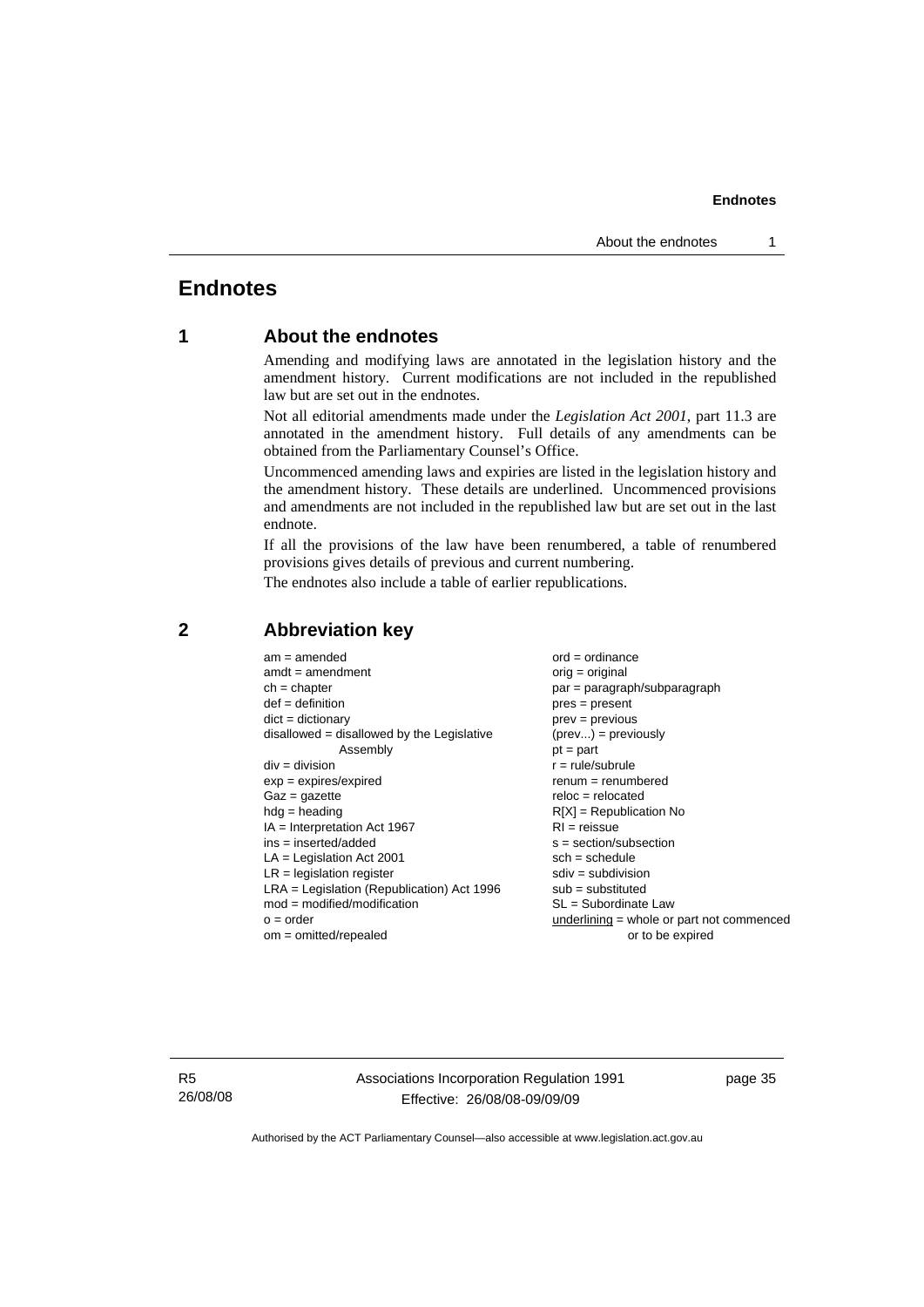# Endnotes

## 1 About the endnotes

Amending and modifying laws are annotated in the legislation history and the amendment history. Current modifications are not included in the republished law but are set out in the endnotes.

Not all editorial amendments made under the *Legislation Act 2001*, part 11.3 are annotated in the amendment history. Full details of any amendments can be obtained from the Parliamentary Counsel's Office.

Uncommenced amending laws and expiries are listed in the legislation history and the amendment history. These details are underlined. Uncommenced provisions and amendments are not included in the republished law but are set out in the last endnote.

If all the provisions of the law have been renumbered, a table of renumbered provisions gives details of previous and current numbering.

The endnotes also include a table of earlier republications.

## 2 Abbreviation key

am = amended
amdt = amendment
ch = chapter
def = definition
dict = dictionary
disallowed = disallowed by the Legislative Assembly
div = division
exp = expires/expired
Gaz = gazette
hdg = heading
IA = Interpretation Act 1967
ins = inserted/added
LA = Legislation Act 2001
LR = legislation register
LRA = Legislation (Republication) Act 1996
mod = modified/modification
o = order
om = omitted/repealed
ord = ordinance
orig = original
par = paragraph/subparagraph
pres = present
prev = previous
(prev...) = previously
pt = part
r = rule/subrule
renum = renumbered
reloc = relocated
R[X] = Republication No
RI = reissue
s = section/subsection
sch = schedule
sdiv = subdivision
sub = substituted
SL = Subordinate Law
underlining = whole or part not commenced or to be expired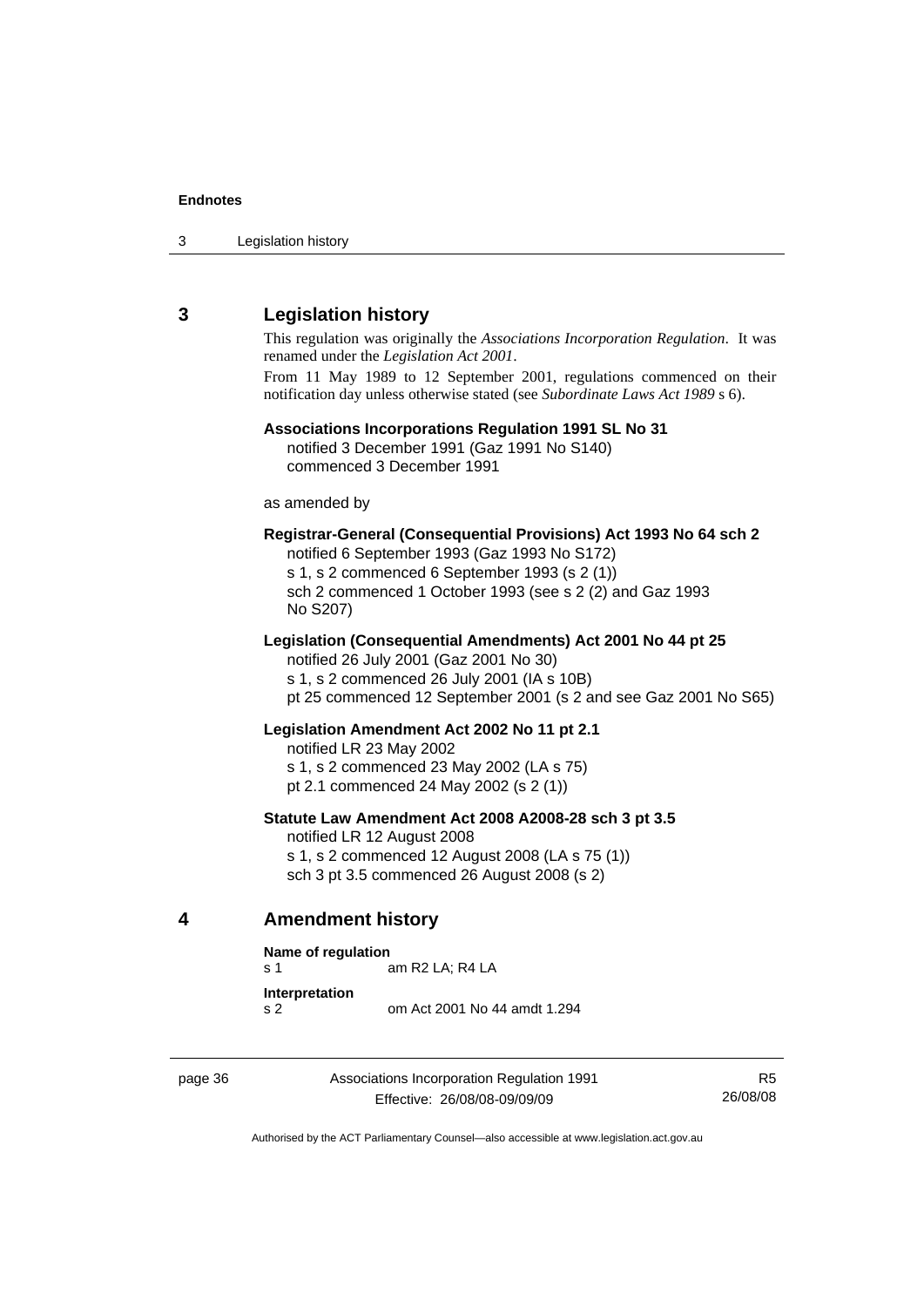## 3 Legislation history

This regulation was originally the *Associations Incorporation Regulation*. It was renamed under the *Legislation Act 2001*.

From 11 May 1989 to 12 September 2001, regulations commenced on their notification day unless otherwise stated (see *Subordinate Laws Act 1989* s 6).

**Associations Incorporations Regulation 1991 SL No 31**
notified 3 December 1991 (Gaz 1991 No S140)
commenced 3 December 1991

as amended by

**Registrar-General (Consequential Provisions) Act 1993 No 64 sch 2**
notified 6 September 1993 (Gaz 1993 No S172)
s 1, s 2 commenced 6 September 1993 (s 2 (1))
sch 2 commenced 1 October 1993 (see s 2 (2) and Gaz 1993 No S207)

**Legislation (Consequential Amendments) Act 2001 No 44 pt 25**
notified 26 July 2001 (Gaz 2001 No 30)
s 1, s 2 commenced 26 July 2001 (IA s 10B)
pt 25 commenced 12 September 2001 (s 2 and see Gaz 2001 No S65)

**Legislation Amendment Act 2002 No 11 pt 2.1**
notified LR 23 May 2002
s 1, s 2 commenced 23 May 2002 (LA s 75)
pt 2.1 commenced 24 May 2002 (s 2 (1))

**Statute Law Amendment Act 2008 A2008-28 sch 3 pt 3.5**
notified LR 12 August 2008
s 1, s 2 commenced 12 August 2008 (LA s 75 (1))
sch 3 pt 3.5 commenced 26 August 2008 (s 2)

## 4 Amendment history

**Name of regulation**
s 1 am R2 LA; R4 LA

**Interpretation**
s 2 om Act 2001 No 44 amdt 1.294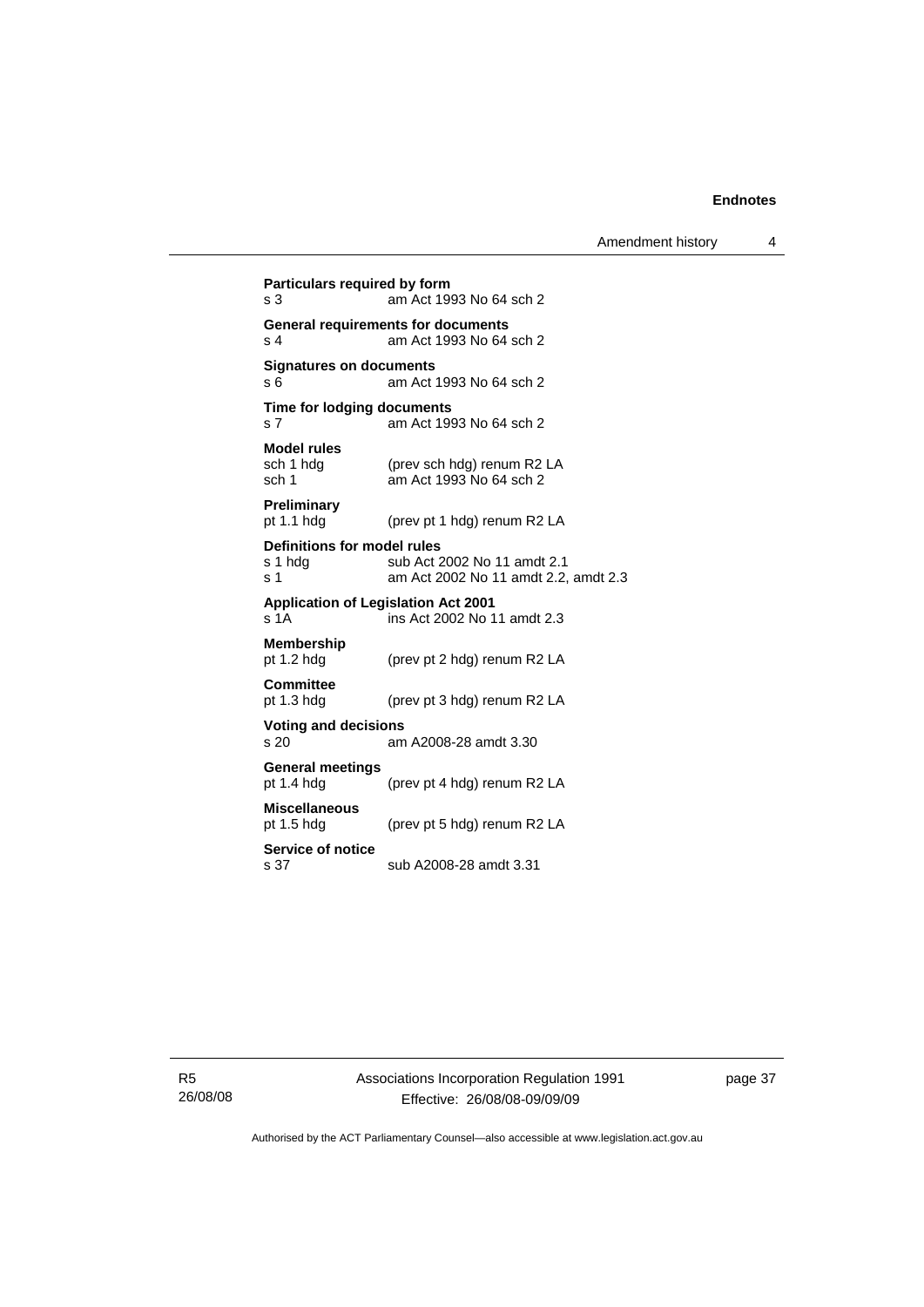**Particulars required by form**
s 3 am Act 1993 No 64 sch 2

**General requirements for documents**
s 4 am Act 1993 No 64 sch 2

**Signatures on documents**
s 6 am Act 1993 No 64 sch 2

**Time for lodging documents**
s 7 am Act 1993 No 64 sch 2

**Model rules**
sch 1 hdg (prev sch hdg) renum R2 LA
sch 1 am Act 1993 No 64 sch 2

**Preliminary**
pt 1.1 hdg (prev pt 1 hdg) renum R2 LA

**Definitions for model rules**
s 1 hdg sub Act 2002 No 11 amdt 2.1
s 1 am Act 2002 No 11 amdt 2.2, amdt 2.3

**Application of Legislation Act 2001**
s 1A ins Act 2002 No 11 amdt 2.3

**Membership**
pt 1.2 hdg (prev pt 2 hdg) renum R2 LA

**Committee**
pt 1.3 hdg (prev pt 3 hdg) renum R2 LA

**Voting and decisions**
s 20 am A2008-28 amdt 3.30

**General meetings**
pt 1.4 hdg (prev pt 4 hdg) renum R2 LA

**Miscellaneous**
pt 1.5 hdg (prev pt 5 hdg) renum R2 LA

**Service of notice**
s 37 sub A2008-28 amdt 3.31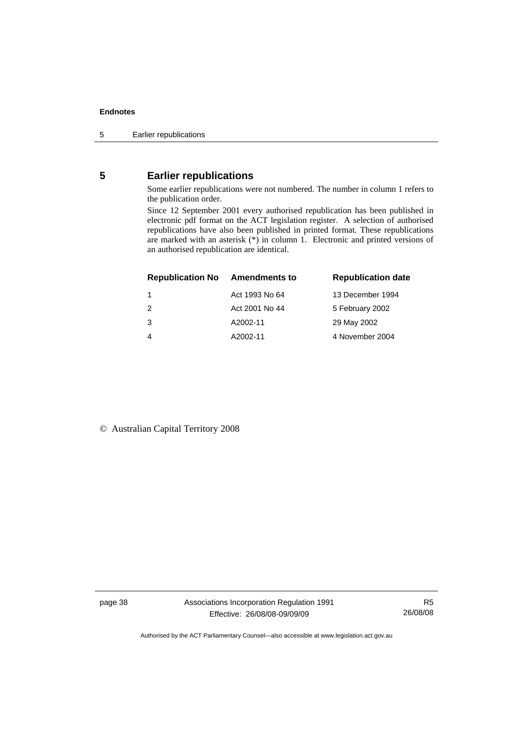## 5 Earlier republications

Some earlier republications were not numbered. The number in column 1 refers to the publication order.

Since 12 September 2001 every authorised republication has been published in electronic pdf format on the ACT legislation register. A selection of authorised republications have also been published in printed format. These republications are marked with an asterisk (*) in column 1. Electronic and printed versions of an authorised republication are identical.

| Republication No | Amendments to | Republication date |
|---|---|---|
| 1 | Act 1993 No 64 | 13 December 1994 |
| 2 | Act 2001 No 44 | 5 February 2002 |
| 3 | A2002-11 | 29 May 2002 |
| 4 | A2002-11 | 4 November 2004 |

© Australian Capital Territory 2008